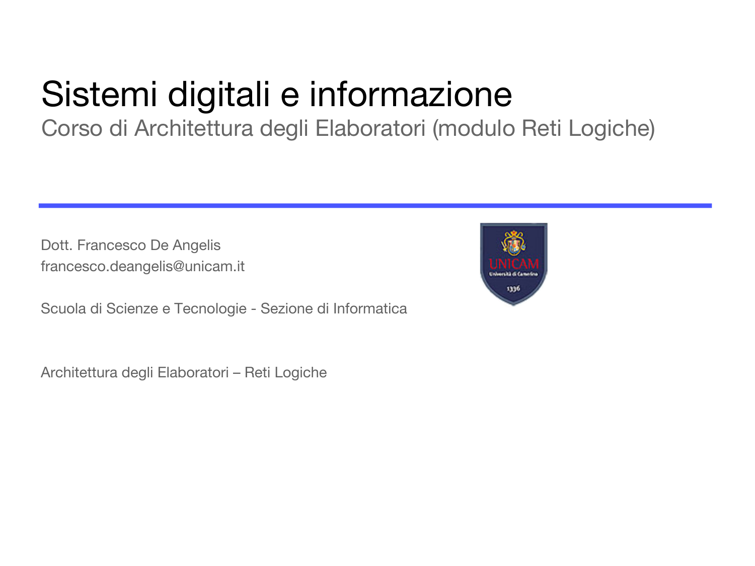# Sistemi digitali e informazione

Corso di Architettura degli Elaboratori (modulo Reti Logiche)

Dott. Francesco De Angelis
francesco.deangelis@unicam.it

Scuola di Scienze e Tecnologie - Sezione di Informatica

Architettura degli Elaboratori – Reti Logiche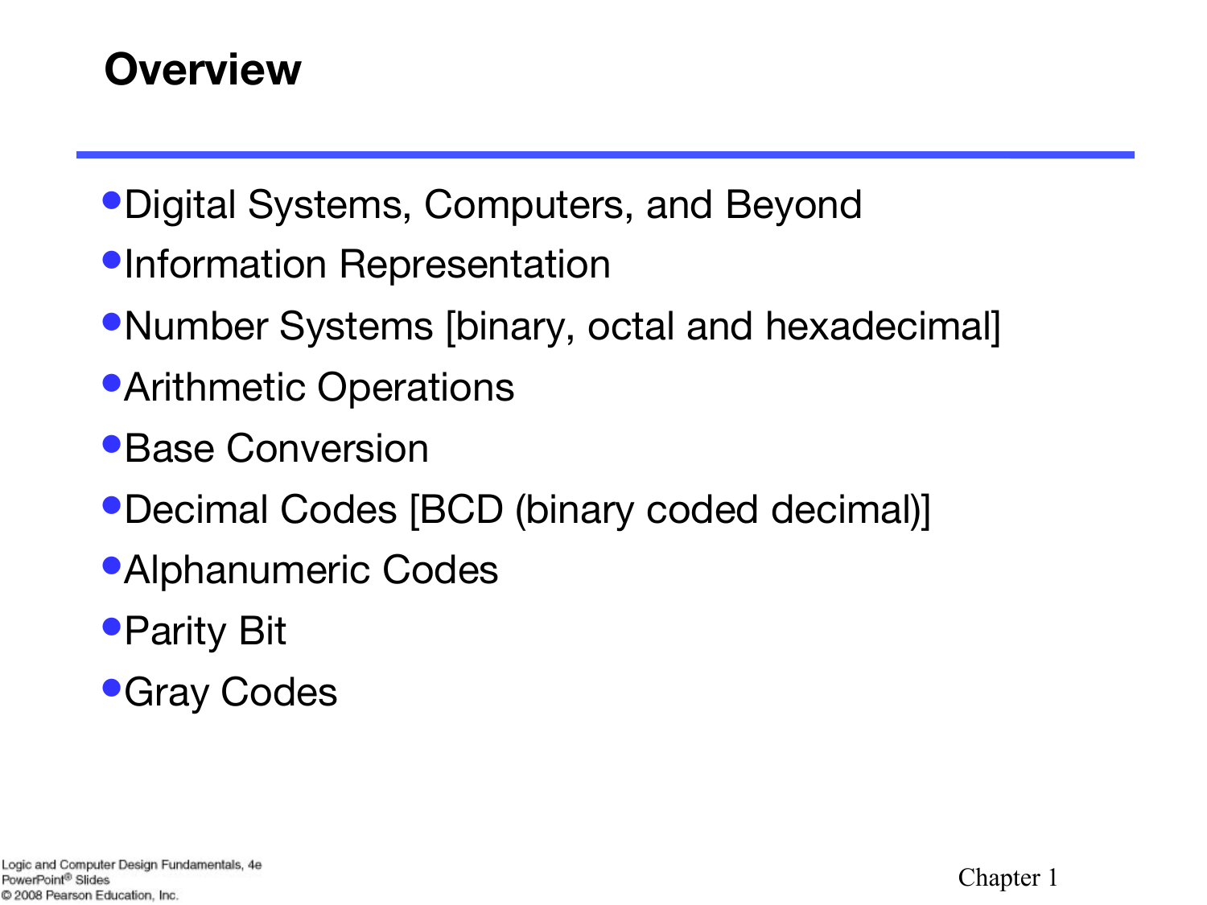# Overview

- Digital Systems, Computers, and Beyond
- Information Representation
- Number Systems [binary, octal and hexadecimal]
- Arithmetic Operations
- Base Conversion
- Decimal Codes [BCD (binary coded decimal)]
- Alphanumeric Codes
- Parity Bit
- Gray Codes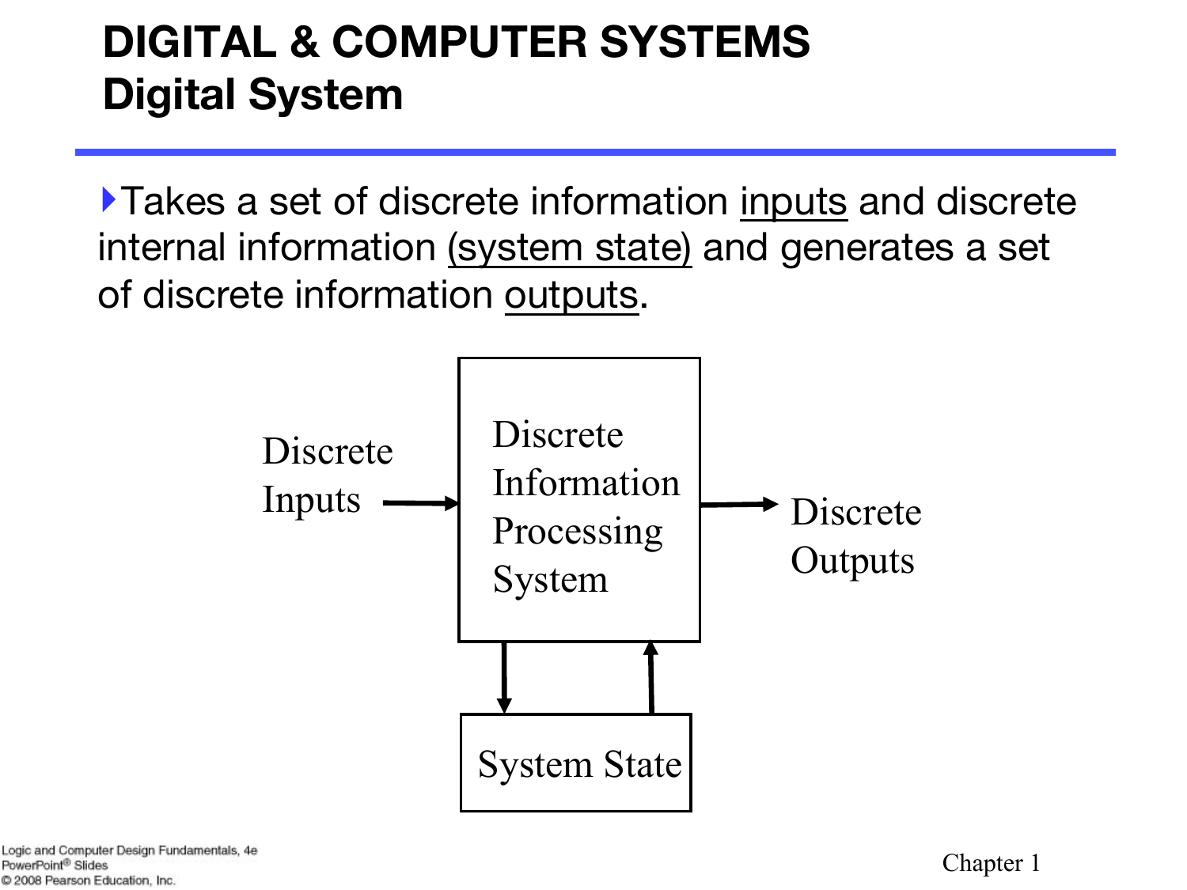# DIGITAL & COMPUTER SYSTEMS
## Digital System

- Takes a set of discrete information inputs and discrete internal information (system state) and generates a set of discrete information outputs.

Discrete Inputs → Discrete Information Processing System → Discrete Outputs

System State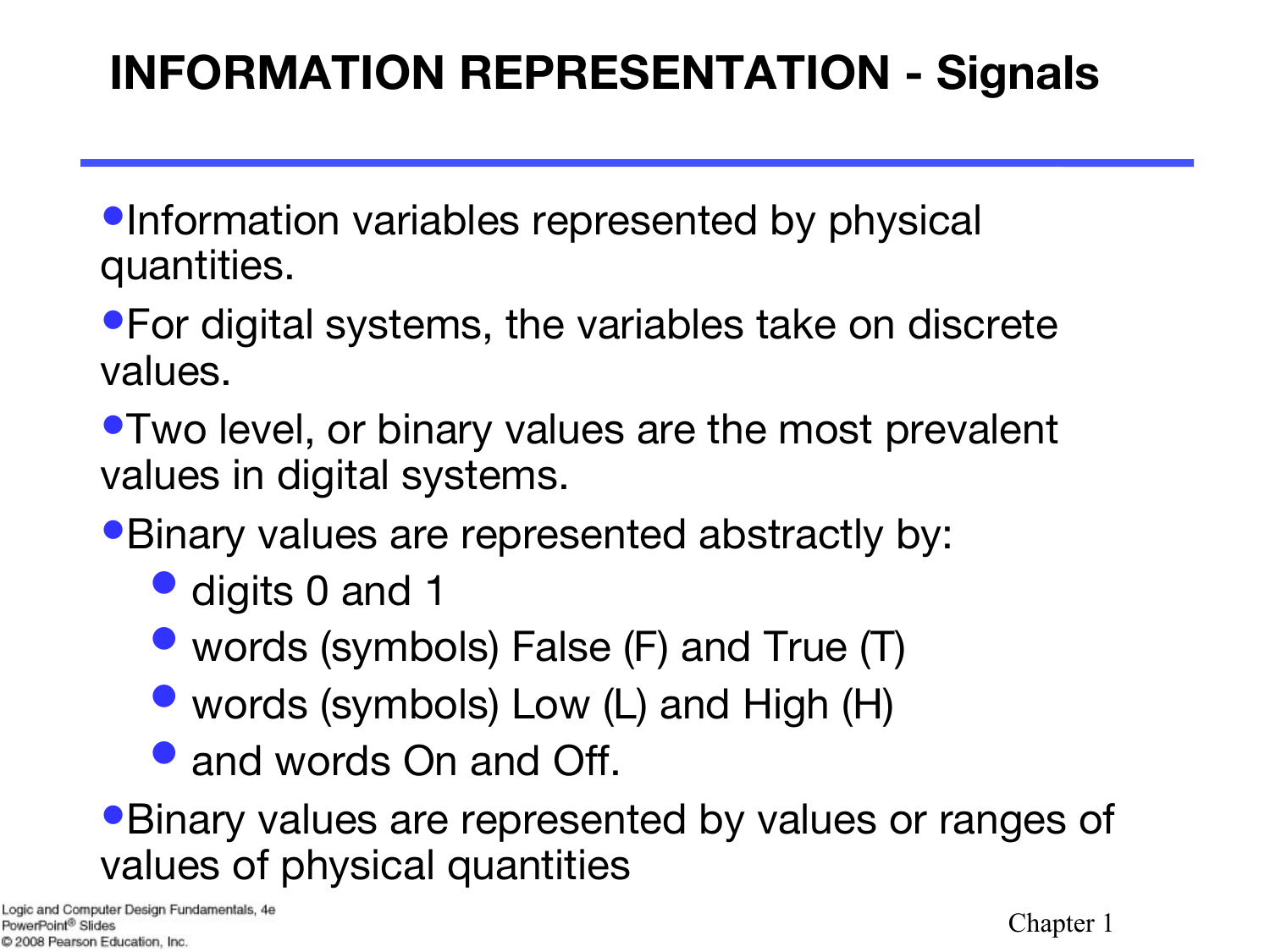# INFORMATION REPRESENTATION - Signals

- Information variables represented by physical quantities.
- For digital systems, the variables take on discrete values.
- Two level, or binary values are the most prevalent values in digital systems.
- Binary values are represented abstractly by:
  - digits 0 and 1
  - words (symbols) False (F) and True (T)
  - words (symbols) Low (L) and High (H)
  - and words On and Off.
- Binary values are represented by values or ranges of values of physical quantities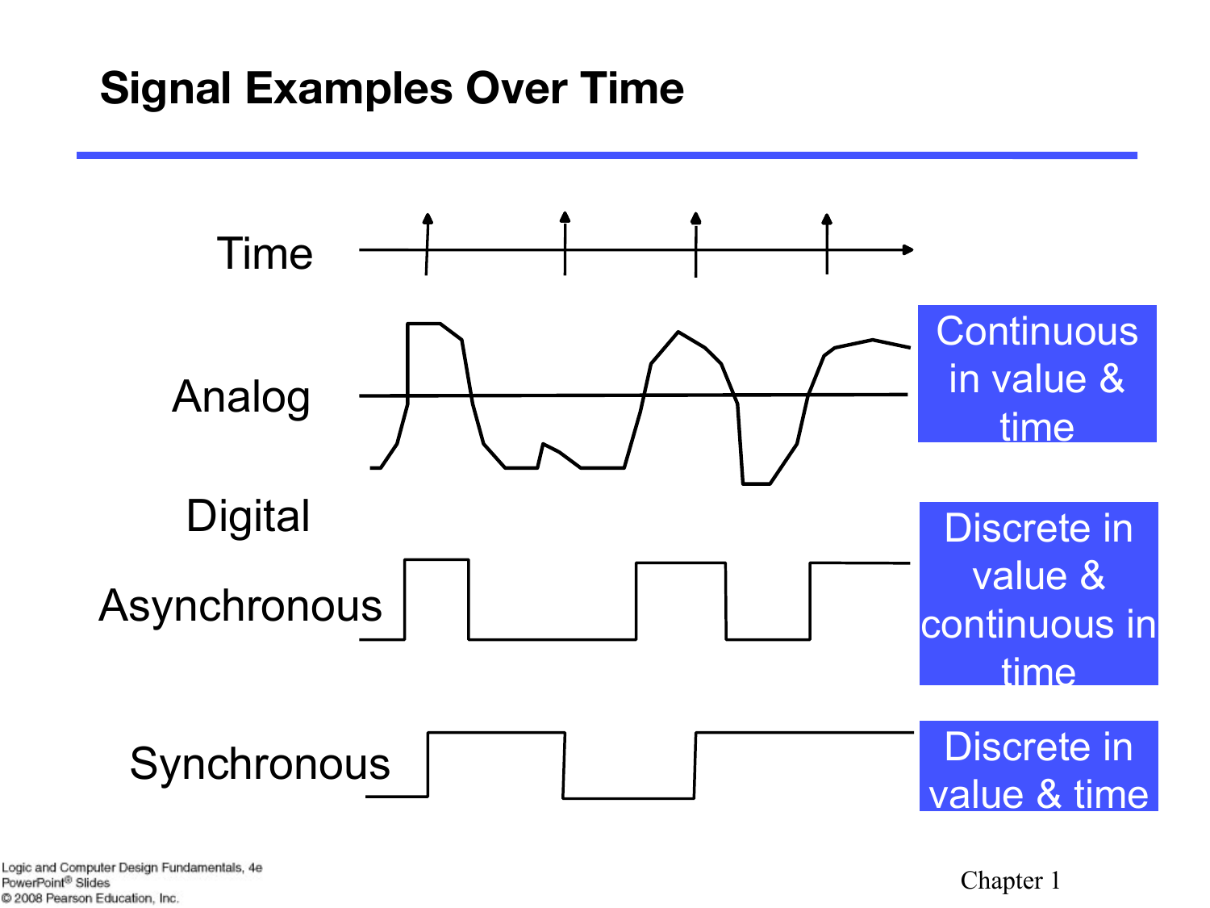# Signal Examples Over Time

Time

Analog

Continuous in value & time

Digital

Asynchronous

Discrete in value & continuous in time

Synchronous

Discrete in value & time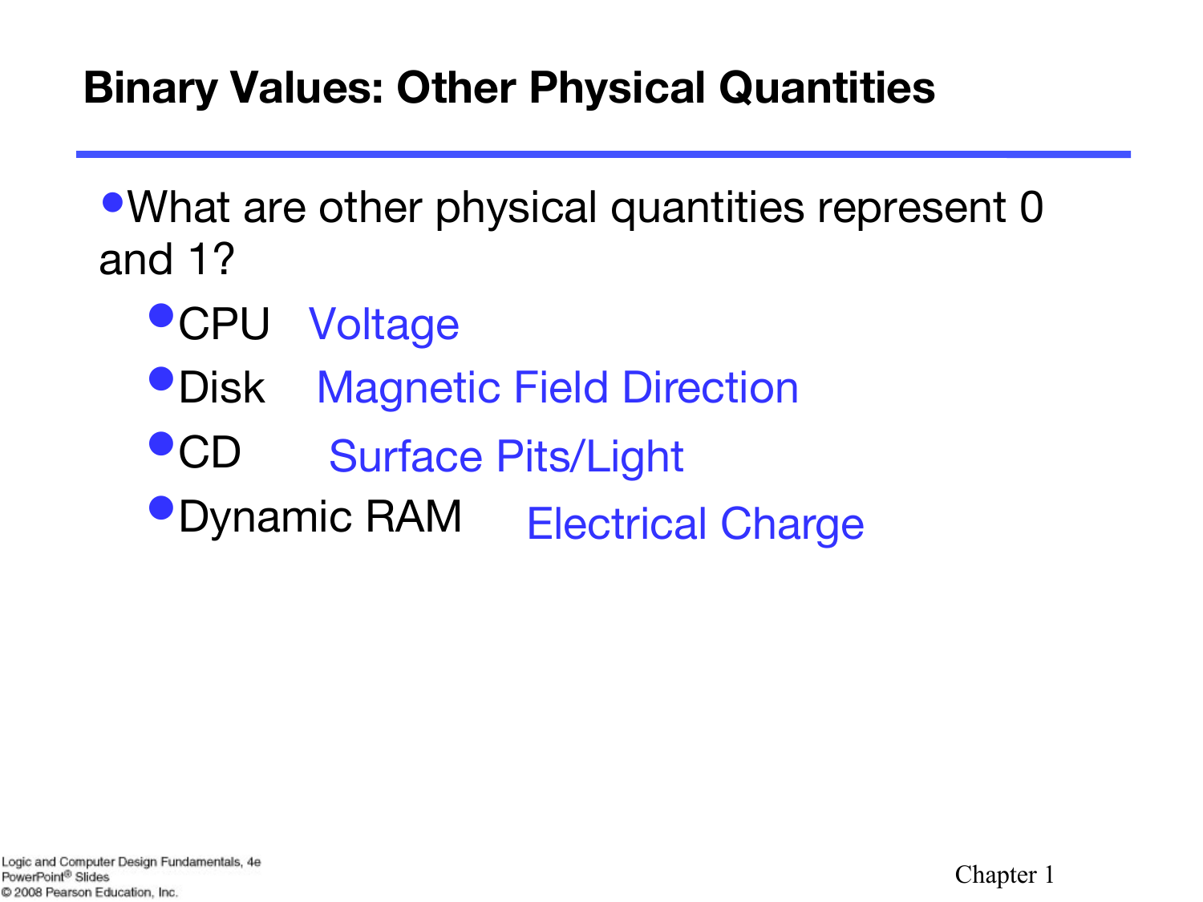# Binary Values: Other Physical Quantities

- What are other physical quantities represent 0 and 1?
  - CPU Voltage
  - Disk Magnetic Field Direction
  - CD Surface Pits/Light
  - Dynamic RAM Electrical Charge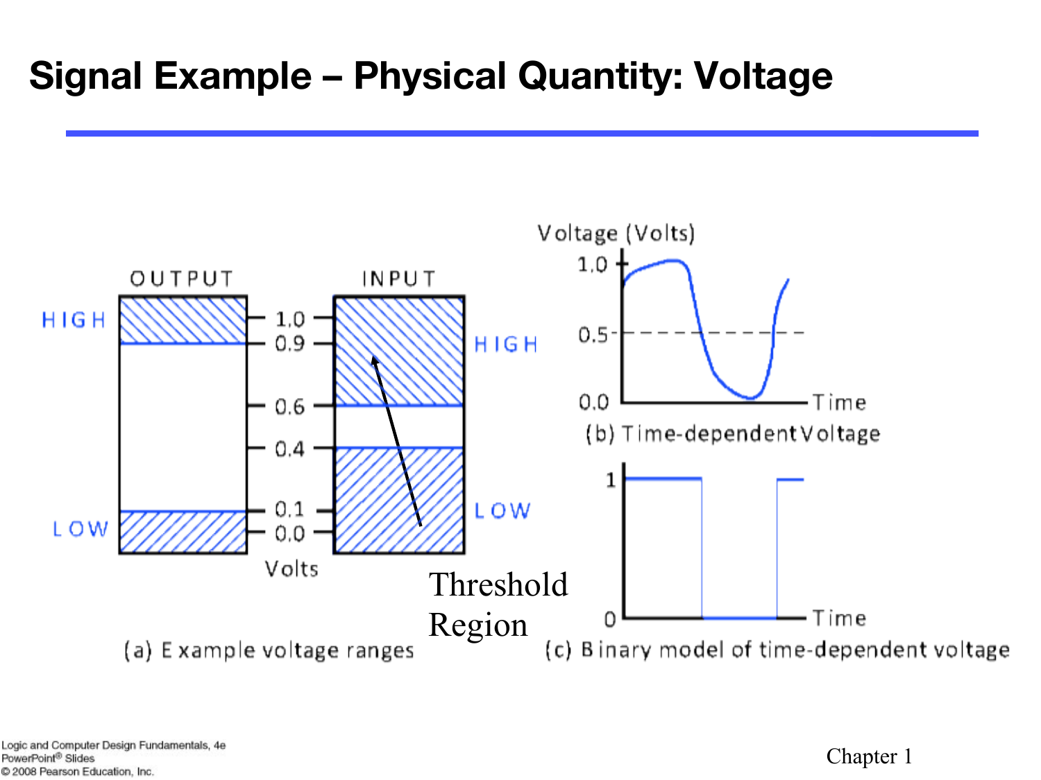# Signal Example – Physical Quantity: Voltage

OUTPUT

HIGH

LOW

INPUT

HIGH

LOW

1.0

0.9

0.6

0.4

0.1

0.0

Volts

Threshold Region

(a) Example voltage ranges

Voltage (Volts)

1.0

0.5

0.0

Time

(b) Time-dependent Voltage

1

0

Time

(c) Binary model of time-dependent voltage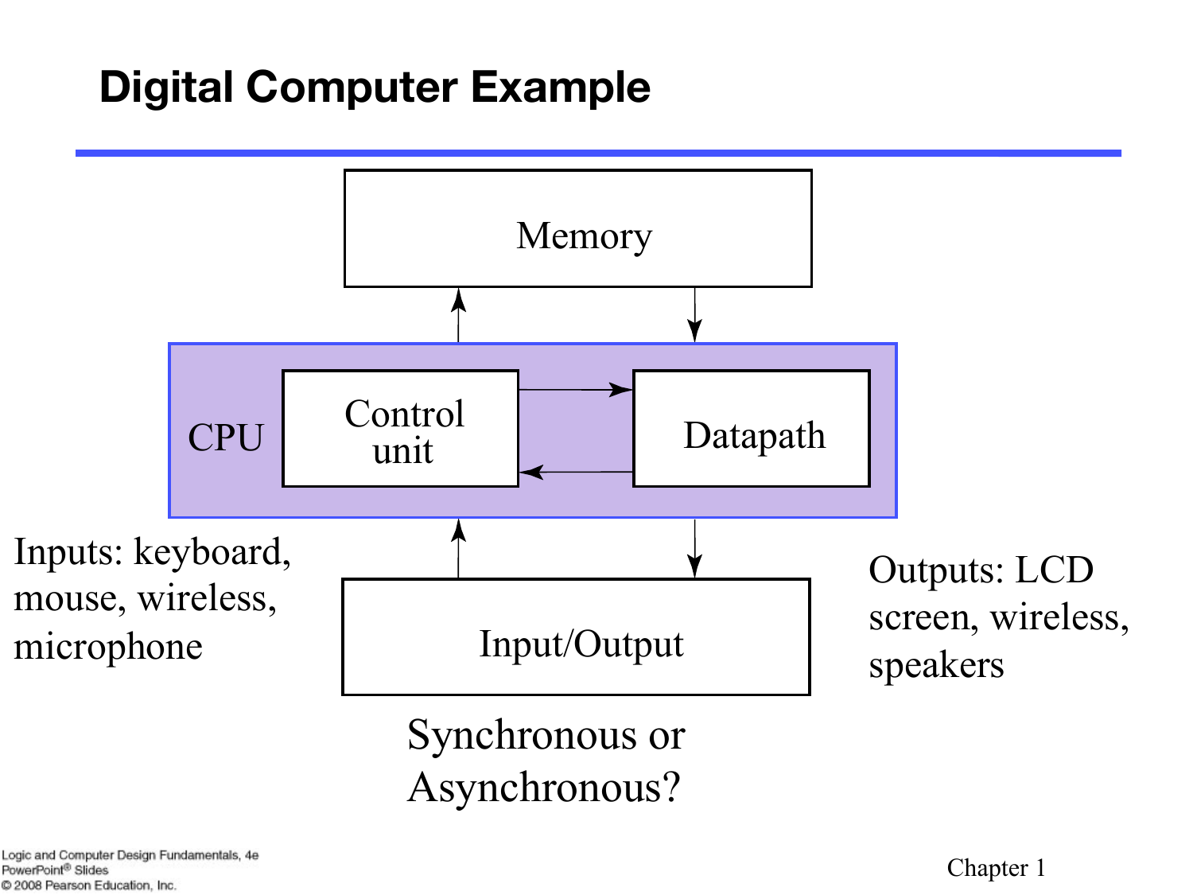# Digital Computer Example

Memory

CPU

Control unit

Datapath

Input/Output

Inputs: keyboard, mouse, wireless, microphone

Outputs: LCD screen, wireless, speakers

Synchronous or Asynchronous?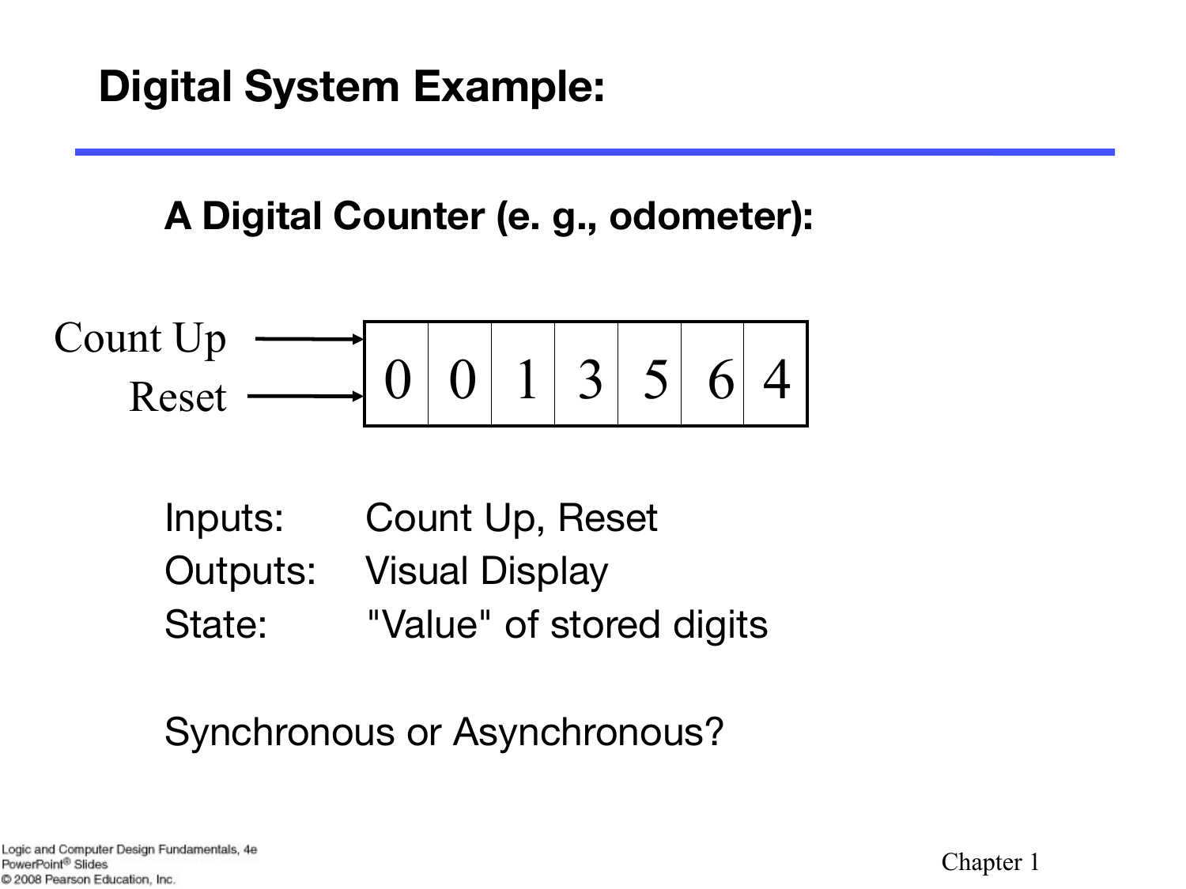# Digital System Example:

## A Digital Counter (e. g., odometer):

Count Up → | 0 | 0 | 1 | 3 | 5 | 6 | 4 |

Reset →

Inputs: Count Up, Reset

Outputs: Visual Display

State: "Value" of stored digits

Synchronous or Asynchronous?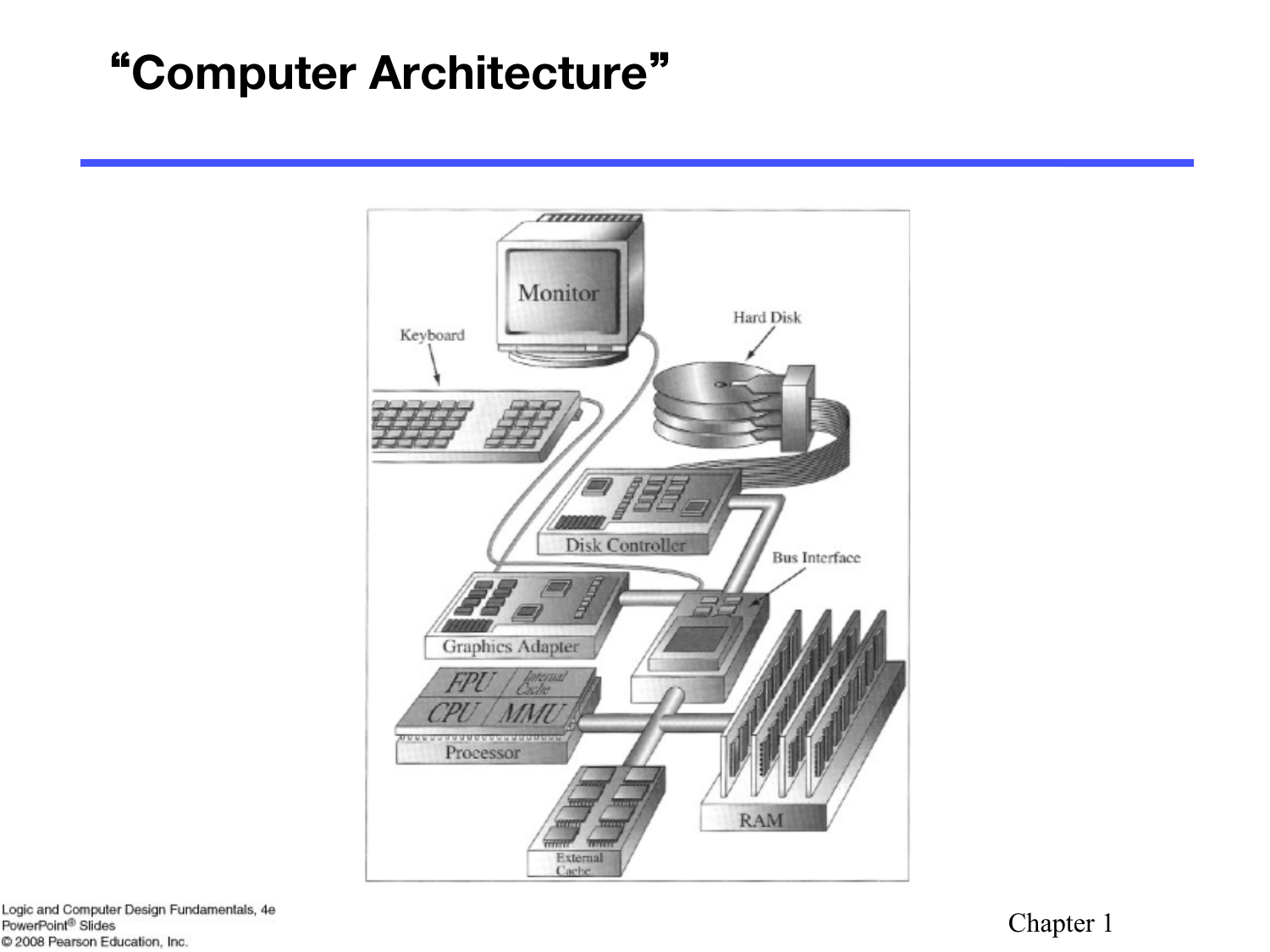# "Computer Architecture"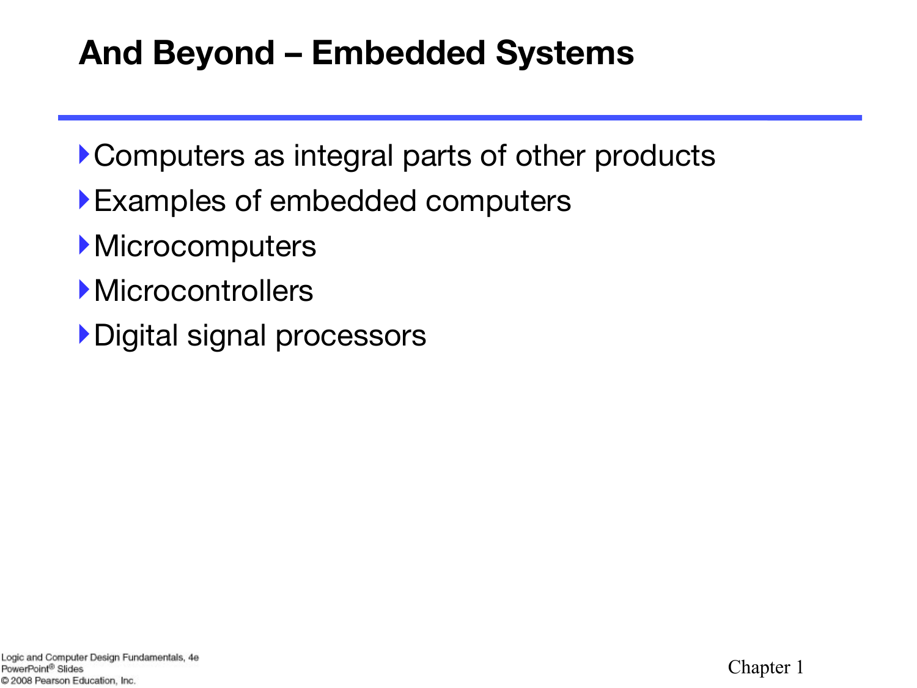# And Beyond – Embedded Systems

- Computers as integral parts of other products
- Examples of embedded computers
- Microcomputers
- Microcontrollers
- Digital signal processors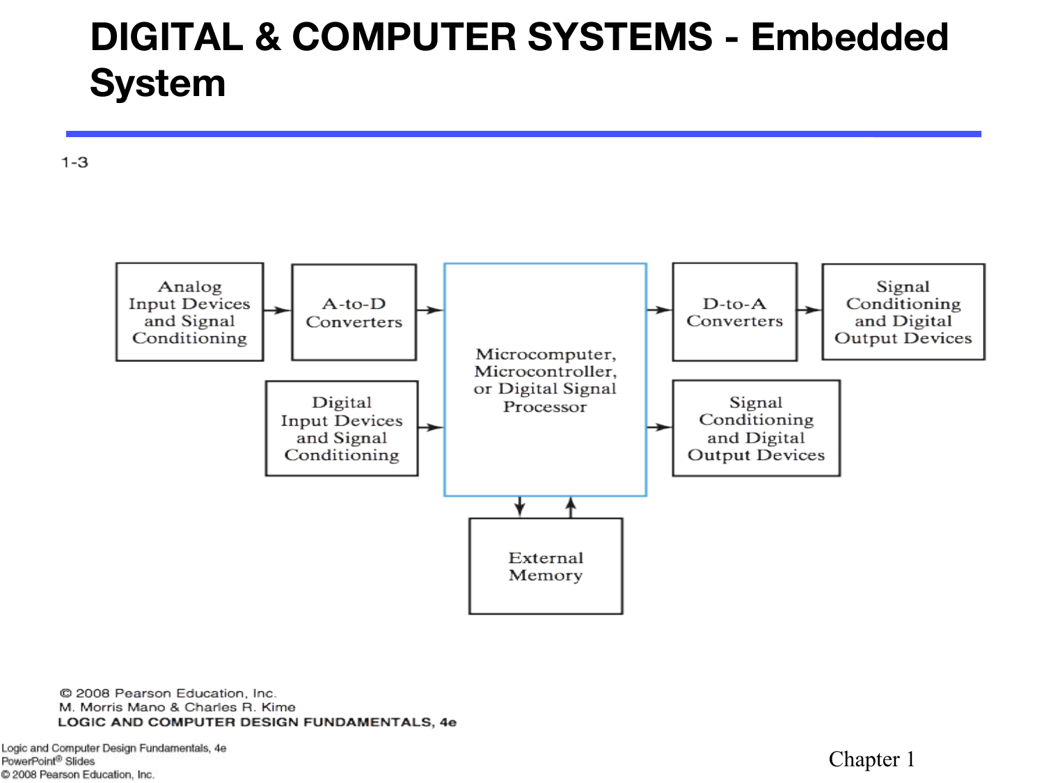# DIGITAL & COMPUTER SYSTEMS - Embedded System

1-3

Analog Input Devices and Signal Conditioning → A-to-D Converters → Microcomputer, Microcontroller, or Digital Signal Processor → D-to-A Converters → Signal Conditioning and Digital Output Devices

Digital Input Devices and Signal Conditioning → Microcomputer, Microcontroller, or Digital Signal Processor → Signal Conditioning and Digital Output Devices

Microcomputer, Microcontroller, or Digital Signal Processor ↔ External Memory

© 2008 Pearson Education, Inc.
M. Morris Mano & Charles R. Kime
LOGIC AND COMPUTER DESIGN FUNDAMENTALS, 4e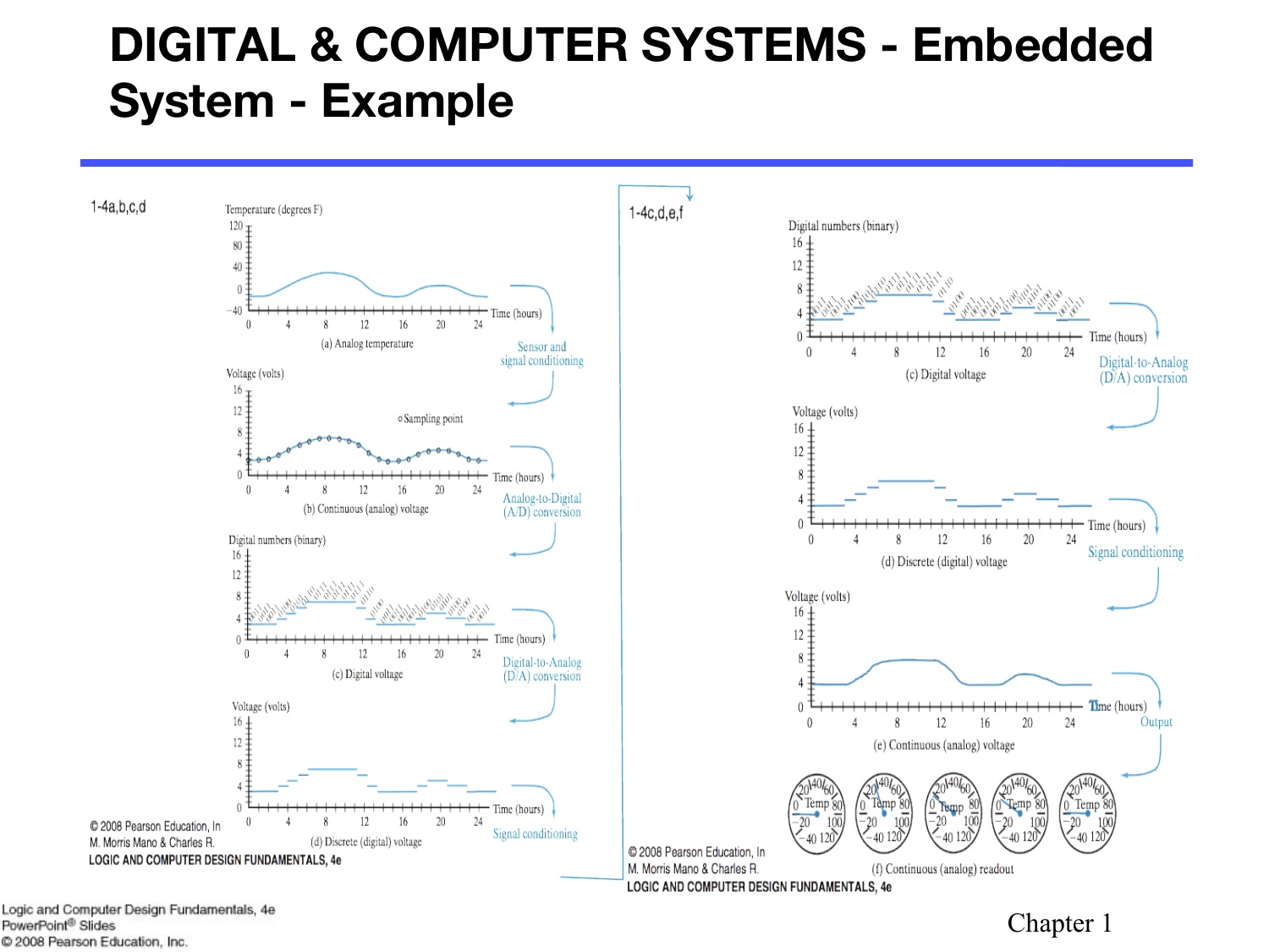# DIGITAL & COMPUTER SYSTEMS - Embedded System - Example

1-4a,b,c,d

(a) Analog temperature

Sensor and signal conditioning

(b) Continuous (analog) voltage

Analog-to-Digital (A/D) conversion

(c) Digital voltage

Digital-to-Analog (D/A) conversion

(d) Discrete (digital) voltage

Signal conditioning

© 2008 Pearson Education, In
M. Morris Mano & Charles R.
LOGIC AND COMPUTER DESIGN FUNDAMENTALS, 4e

1-4c,d,e,f

(c) Digital voltage

Digital-to-Analog (D/A) conversion

(d) Discrete (digital) voltage

Signal conditioning

(e) Continuous (analog) voltage

Output

(f) Continuous (analog) readout

© 2008 Pearson Education, In
M. Morris Mano & Charles R.
LOGIC AND COMPUTER DESIGN FUNDAMENTALS, 4e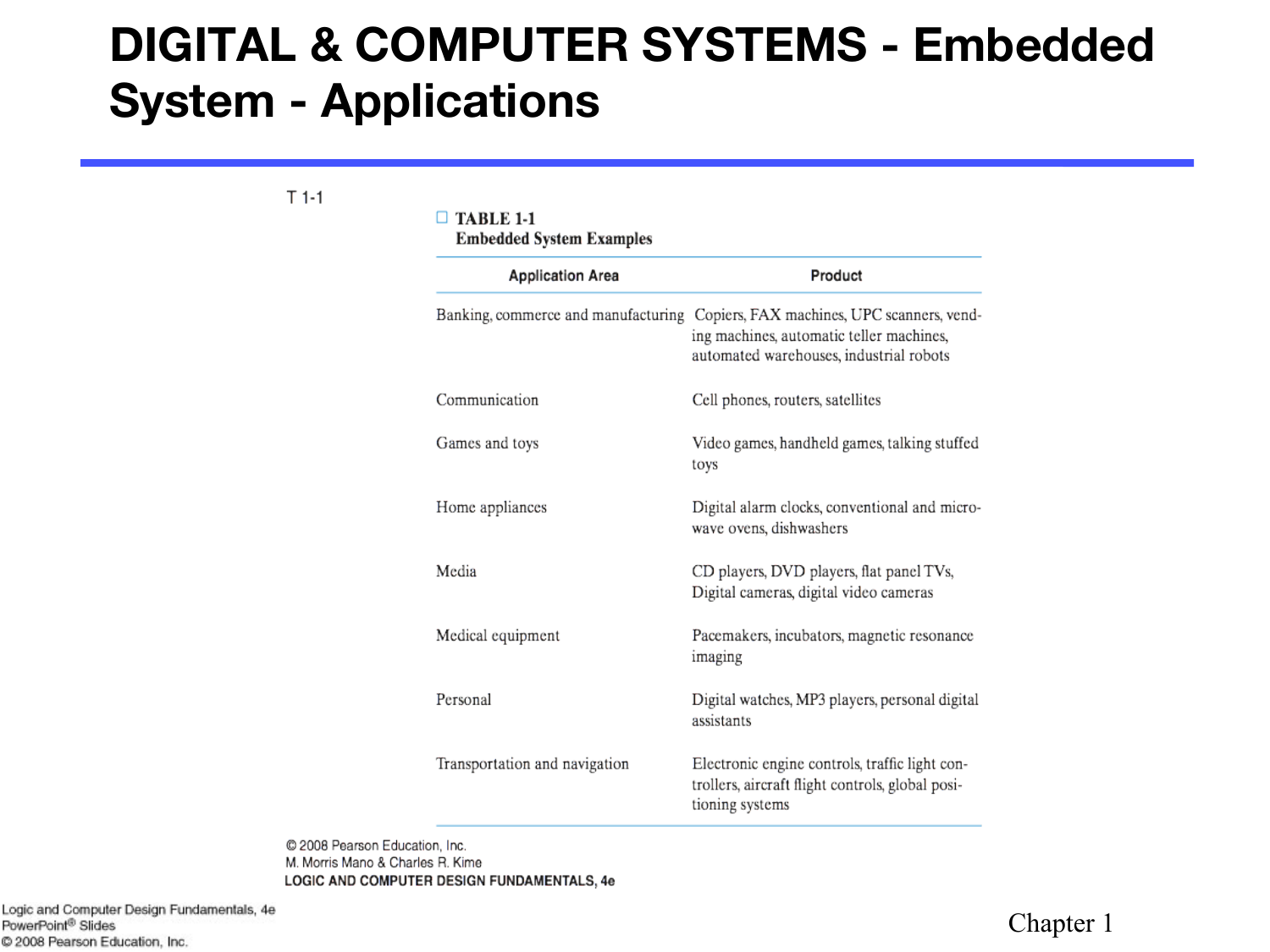# DIGITAL & COMPUTER SYSTEMS - Embedded System - Applications

T 1-1

**TABLE 1-1**
**Embedded System Examples**

| Application Area | Product |
|---|---|
| Banking, commerce and manufacturing | Copiers, FAX machines, UPC scanners, vending machines, automatic teller machines, automated warehouses, industrial robots |
| Communication | Cell phones, routers, satellites |
| Games and toys | Video games, handheld games, talking stuffed toys |
| Home appliances | Digital alarm clocks, conventional and microwave ovens, dishwashers |
| Media | CD players, DVD players, flat panel TVs, Digital cameras, digital video cameras |
| Medical equipment | Pacemakers, incubators, magnetic resonance imaging |
| Personal | Digital watches, MP3 players, personal digital assistants |
| Transportation and navigation | Electronic engine controls, traffic light controllers, aircraft flight controls, global positioning systems |

© 2008 Pearson Education, Inc.
M. Morris Mano & Charles R. Kime
LOGIC AND COMPUTER DESIGN FUNDAMENTALS, 4e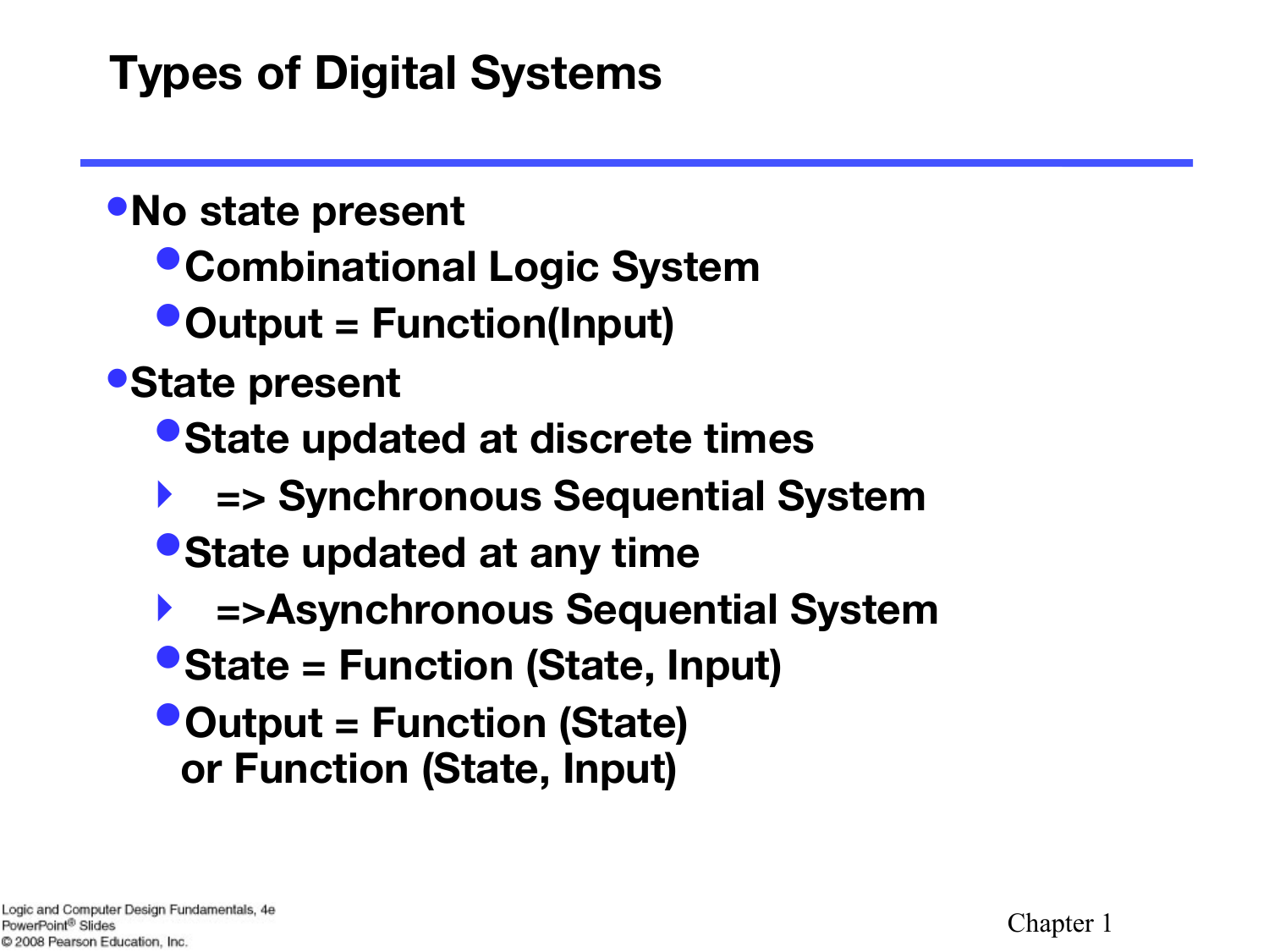# Types of Digital Systems

- No state present
  - Combinational Logic System
  - Output = Function(Input)
- State present
  - State updated at discrete times
    - => Synchronous Sequential System
  - State updated at any time
    - =>Asynchronous Sequential System
  - State = Function (State, Input)
  - Output = Function (State)
    or Function (State, Input)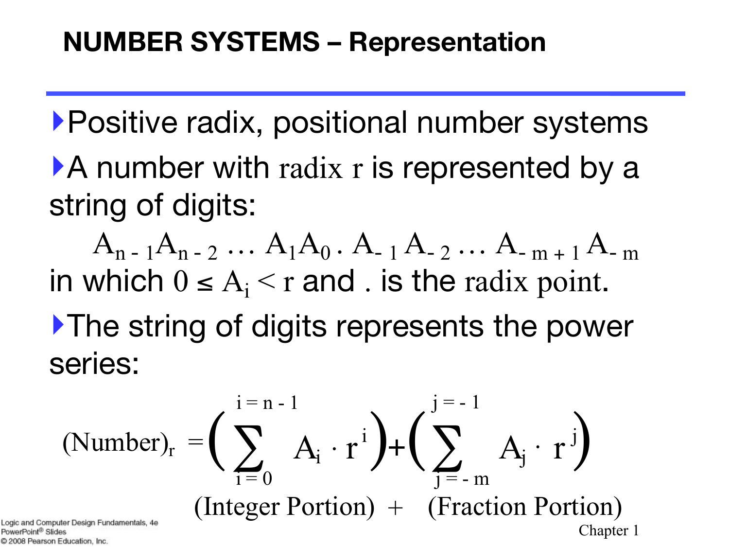# NUMBER SYSTEMS – Representation

- Positive radix, positional number systems
- A number with radix r is represented by a string of digits:

$$A_{n-1}A_{n-2} \ldots A_1A_0 \,.\, A_{-1}A_{-2} \ldots A_{-m+1}A_{-m}$$

in which $0 \leq A_i < r$ and . is the radix point.

- The string of digits represents the power series:

$$(\text{Number})_r = \left( \sum_{i=0}^{i=n-1} A_i \cdot r^i \right) + \left( \sum_{j=-m}^{j=-1} A_j \cdot r^j \right)$$

(Integer Portion) + (Fraction Portion)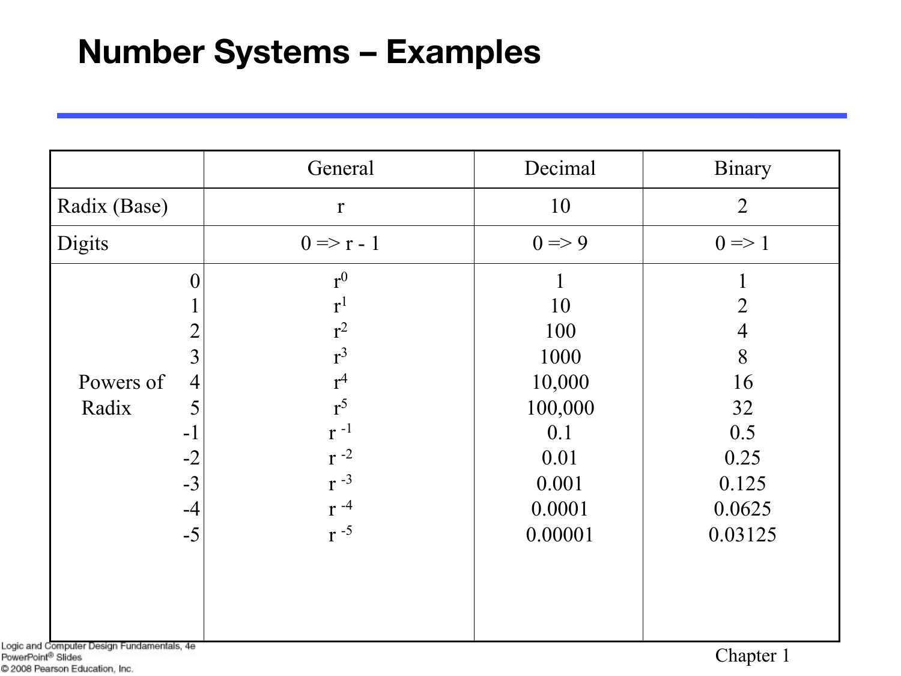# Number Systems – Examples

| | | General | Decimal | Binary |
|---|---|---|---|---|
| Radix (Base) | | r | 10 | 2 |
| Digits | | 0 => r - 1 | 0 => 9 | 0 => 1 |
| Powers of Radix | 0 | $r^0$ | 1 | 1 |
| | 1 | $r^1$ | 10 | 2 |
| | 2 | $r^2$ | 100 | 4 |
| | 3 | $r^3$ | 1000 | 8 |
| | 4 | $r^4$ | 10,000 | 16 |
| | 5 | $r^5$ | 100,000 | 32 |
| | -1 | $r^{-1}$ | 0.1 | 0.5 |
| | -2 | $r^{-2}$ | 0.01 | 0.25 |
| | -3 | $r^{-3}$ | 0.001 | 0.125 |
| | -4 | $r^{-4}$ | 0.0001 | 0.0625 |
| | -5 | $r^{-5}$ | 0.00001 | 0.03125 |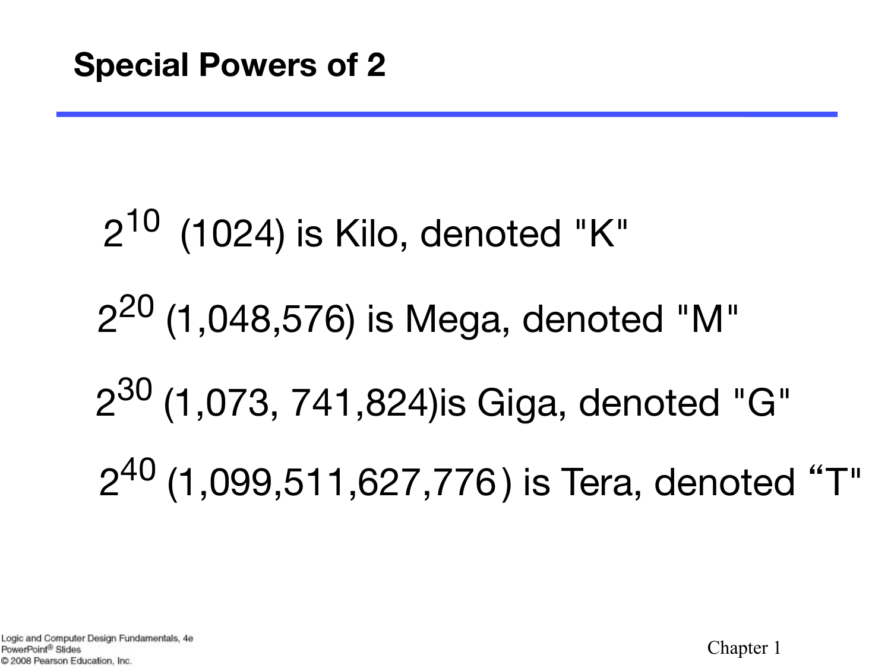## Special Powers of 2

$2^{10}$ (1024) is Kilo, denoted "K"

$2^{20}$ (1,048,576) is Mega, denoted "M"

$2^{30}$ (1,073, 741,824)is Giga, denoted "G"

$2^{40}$ (1,099,511,627,776) is Tera, denoted "T"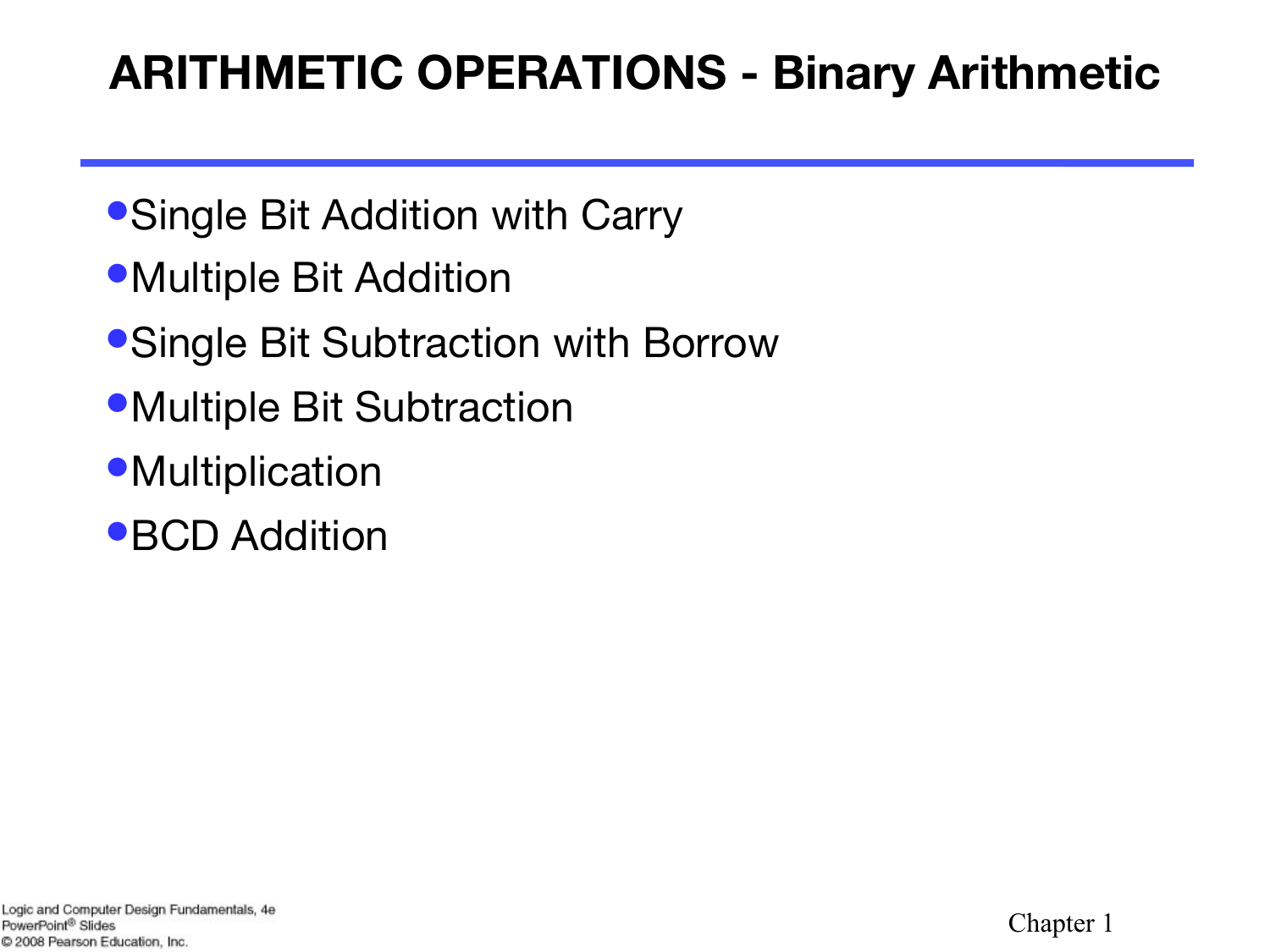# ARITHMETIC OPERATIONS - Binary Arithmetic

- Single Bit Addition with Carry
- Multiple Bit Addition
- Single Bit Subtraction with Borrow
- Multiple Bit Subtraction
- Multiplication
- BCD Addition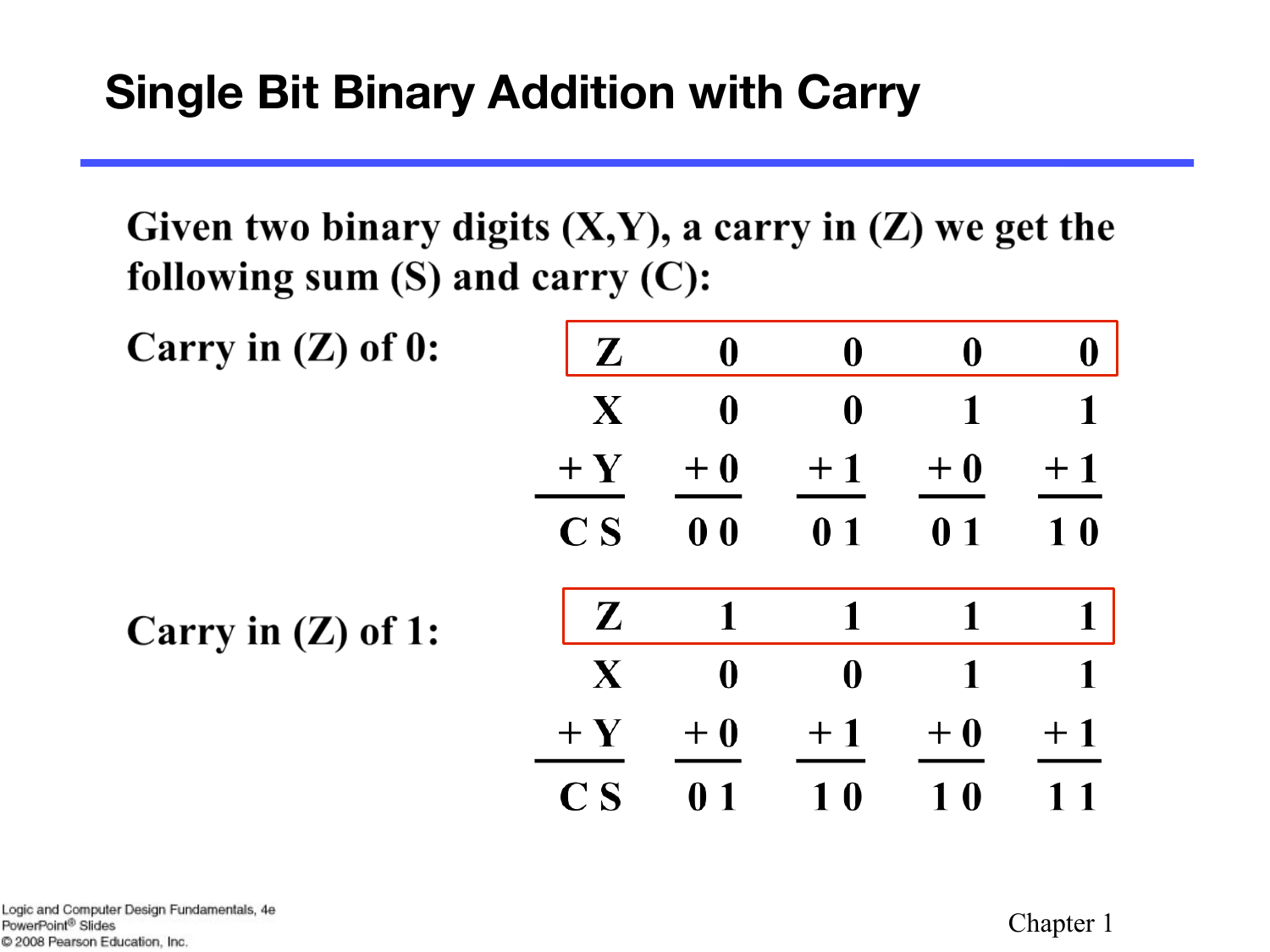# Single Bit Binary Addition with Carry

Given two binary digits (X,Y), a carry in (Z) we get the following sum (S) and carry (C):

Carry in (Z) of 0:

| Z | 0 | 0 | 0 | 0 |
|---|---|---|---|---|
| X | 0 | 0 | 1 | 1 |
| + Y | + 0 | + 1 | + 0 | + 1 |
| C S | 0 0 | 0 1 | 0 1 | 1 0 |

Carry in (Z) of 1:

| Z | 1 | 1 | 1 | 1 |
|---|---|---|---|---|
| X | 0 | 0 | 1 | 1 |
| + Y | + 0 | + 1 | + 0 | + 1 |
| C S | 0 1 | 1 0 | 1 0 | 1 1 |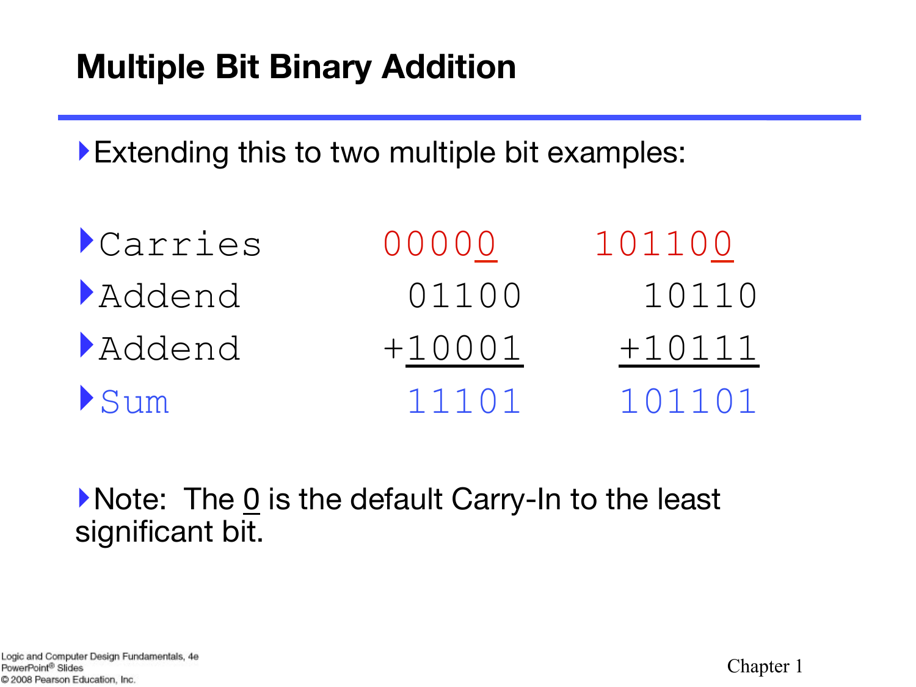# Multiple Bit Binary Addition

- Extending this to two multiple bit examples:

| | | |
|---|---|---|
| Carries | 00000 | 101100 |
| Addend | 01100 | 10110 |
| Addend | +10001 | +10111 |
| Sum | 11101 | 101101 |

- Note: The 0 is the default Carry-In to the least significant bit.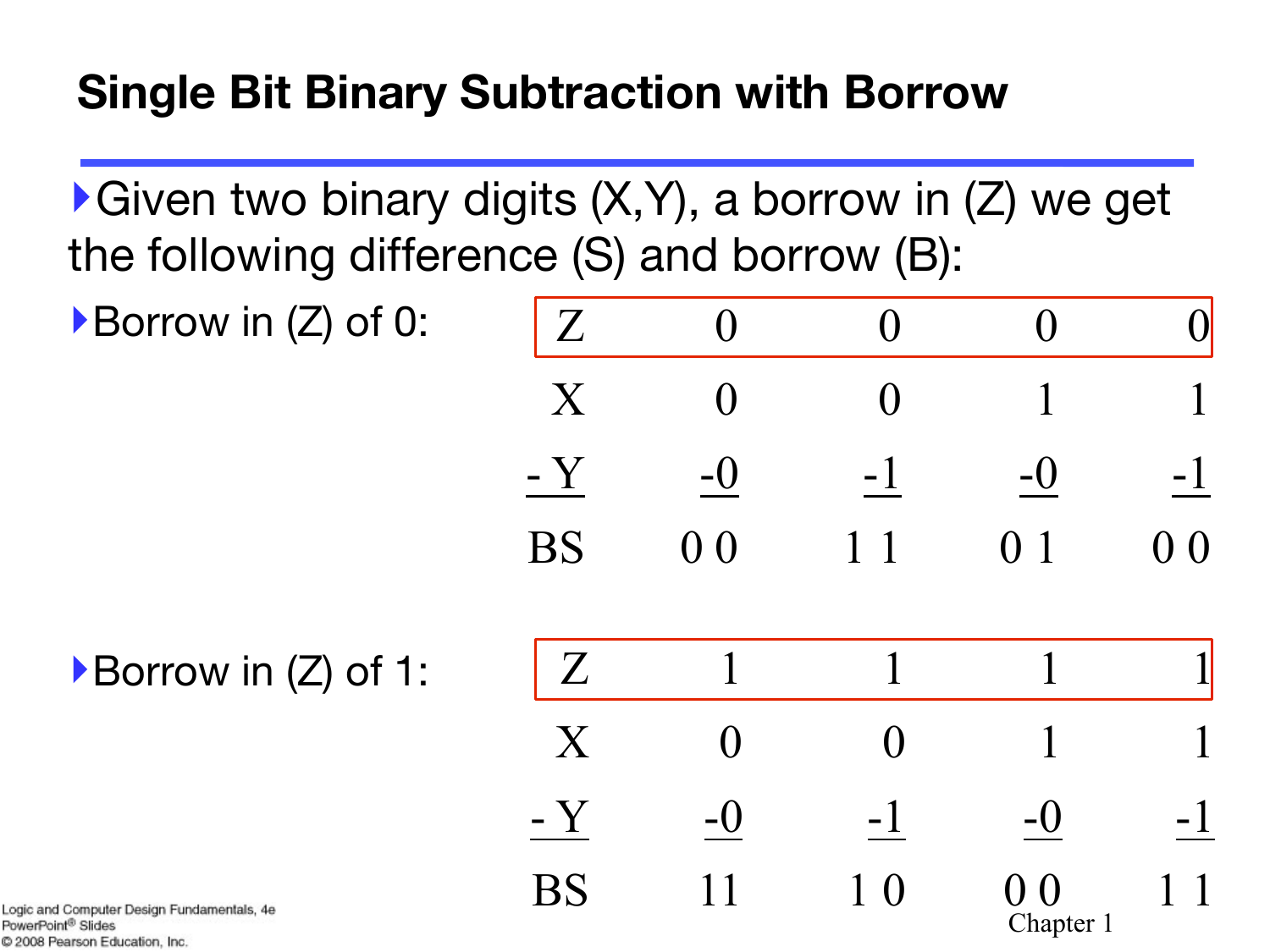# Single Bit Binary Subtraction with Borrow

- Given two binary digits (X,Y), a borrow in (Z) we get the following difference (S) and borrow (B):

- Borrow in (Z) of 0:

| Z | 0 | 0 | 0 | 0 |
|---|---|---|---|---|
| X | 0 | 0 | 1 | 1 |
| - Y | -0 | -1 | -0 | -1 |
| BS | 0 0 | 1 1 | 0 1 | 0 0 |

- Borrow in (Z) of 1:

| Z | 1 | 1 | 1 | 1 |
|---|---|---|---|---|
| X | 0 | 0 | 1 | 1 |
| - Y | -0 | -1 | -0 | -1 |
| BS | 11 | 1 0 | 0 0 | 1 1 |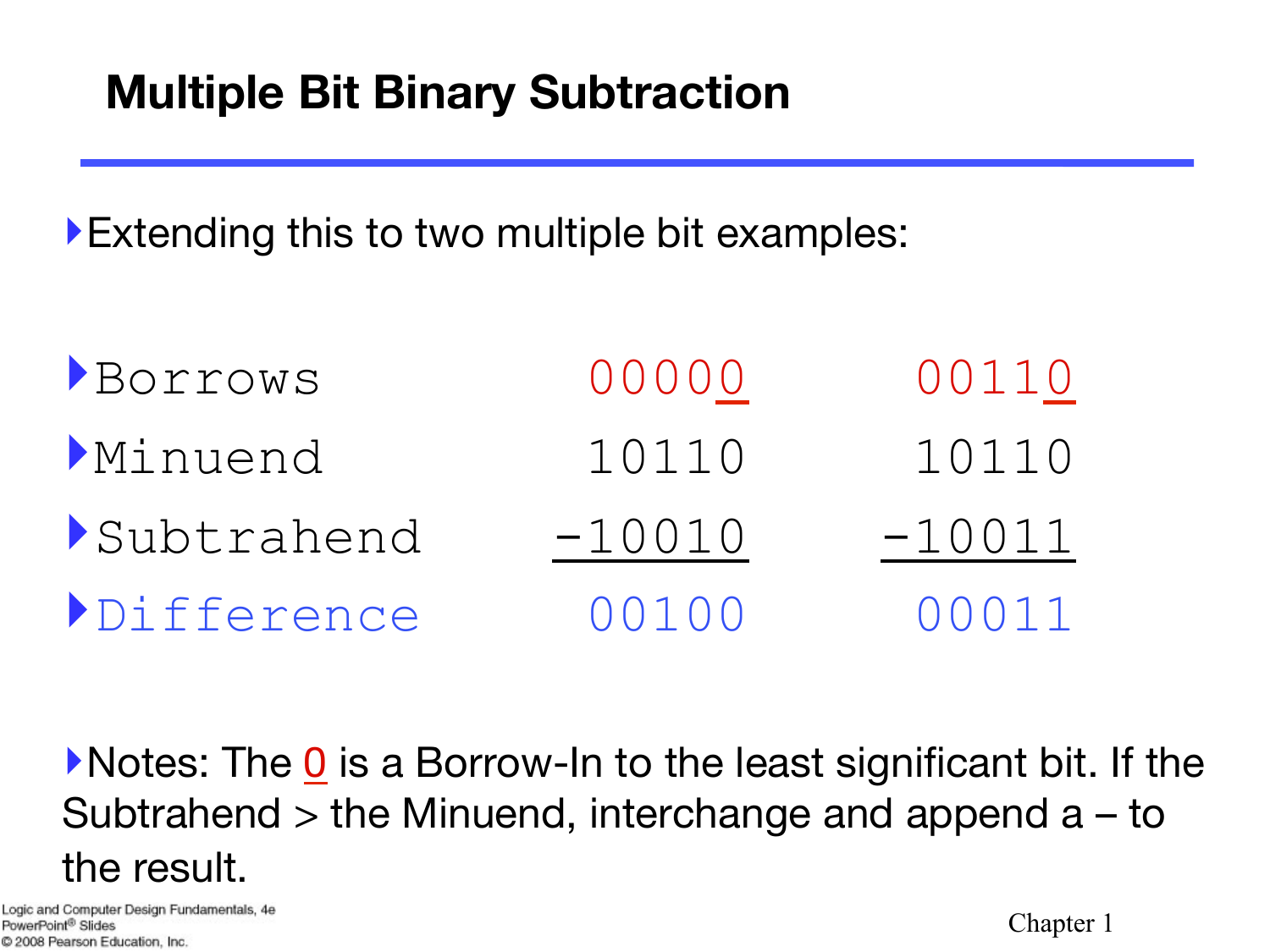## Multiple Bit Binary Subtraction

- Extending this to two multiple bit examples:

| | | |
|---|---|---|
| Borrows | 00000 | 00110 |
| Minuend | 10110 | 10110 |
| Subtrahend | -10010 | -10011 |
| Difference | 00100 | 00011 |

- Notes: The 0 is a Borrow-In to the least significant bit. If the Subtrahend > the Minuend, interchange and append a – to the result.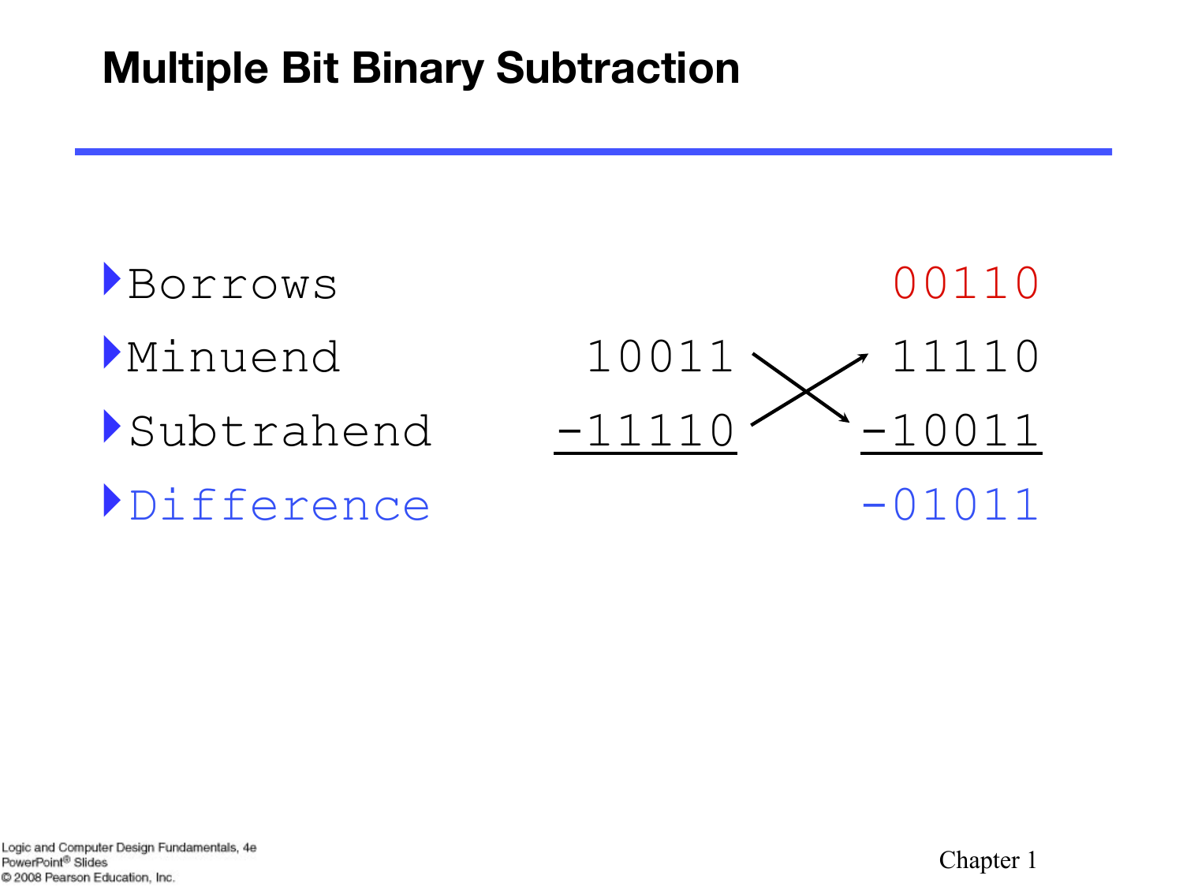## Multiple Bit Binary Subtraction

| | | |
|---|---|---|
| Borrows | | 00110 |
| Minuend | 10011 | 11110 |
| Subtrahend | -11110 | -10011 |
| Difference | | -01011 |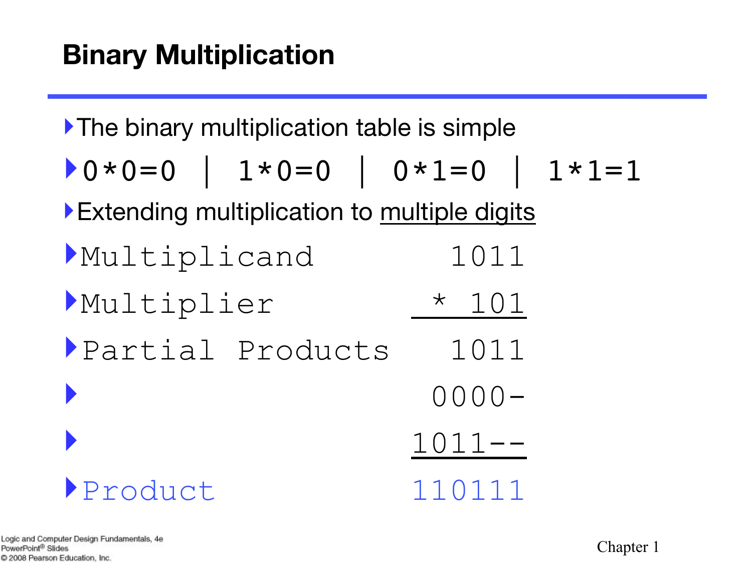# Binary Multiplication

- The binary multiplication table is simple
- 0*0=0 | 1*0=0 | 0*1=0 | 1*1=1
- Extending multiplication to multiple digits

```
Multiplicand           1011
Multiplier            * 101
                     ------
Partial Products       1011
                      0000-
                     1011--
                     ------
Product              110111
```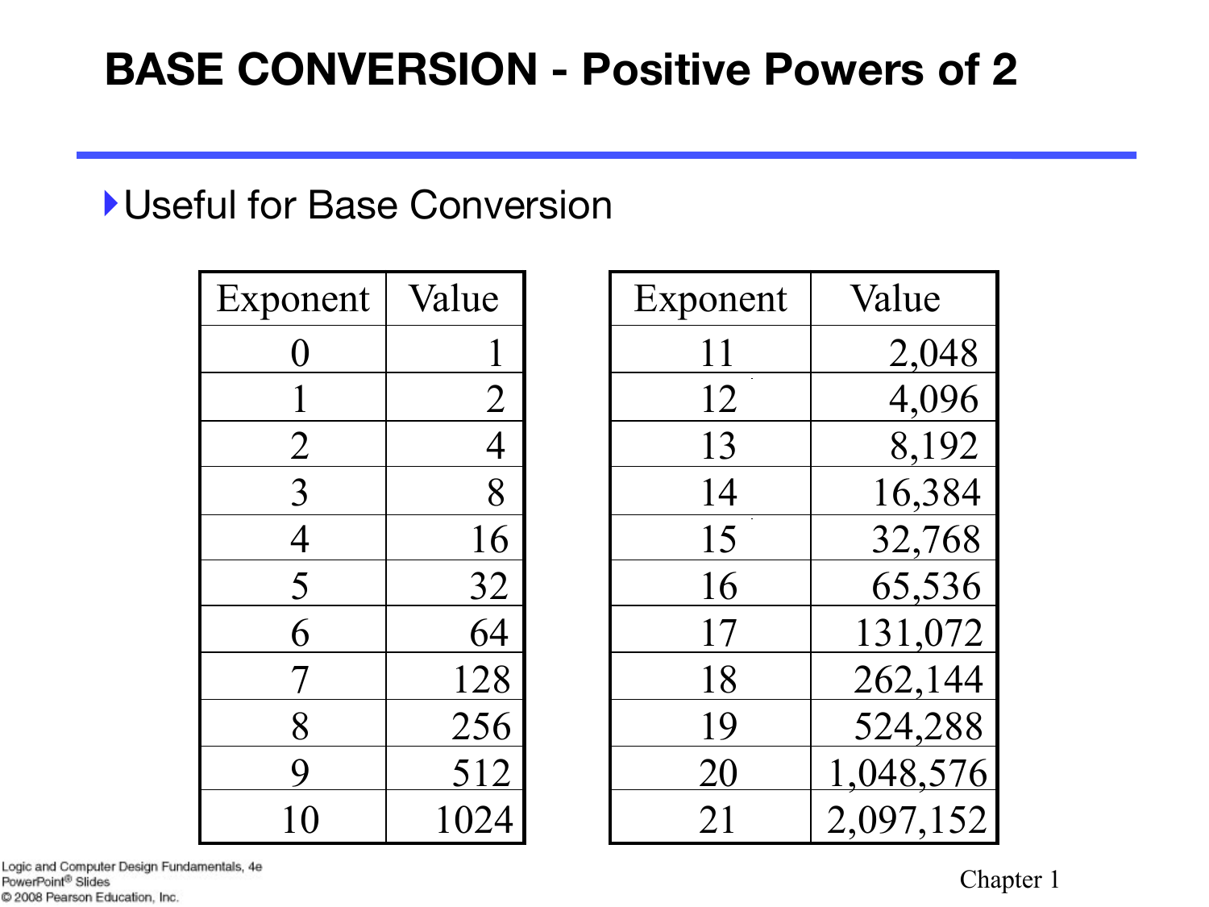# BASE CONVERSION - Positive Powers of 2

- Useful for Base Conversion

| Exponent | Value |
|---|---|
| 0 | 1 |
| 1 | 2 |
| 2 | 4 |
| 3 | 8 |
| 4 | 16 |
| 5 | 32 |
| 6 | 64 |
| 7 | 128 |
| 8 | 256 |
| 9 | 512 |
| 10 | 1024 |

| Exponent | Value |
|---|---|
| 11 | 2,048 |
| 12 | 4,096 |
| 13 | 8,192 |
| 14 | 16,384 |
| 15 | 32,768 |
| 16 | 65,536 |
| 17 | 131,072 |
| 18 | 262,144 |
| 19 | 524,288 |
| 20 | 1,048,576 |
| 21 | 2,097,152 |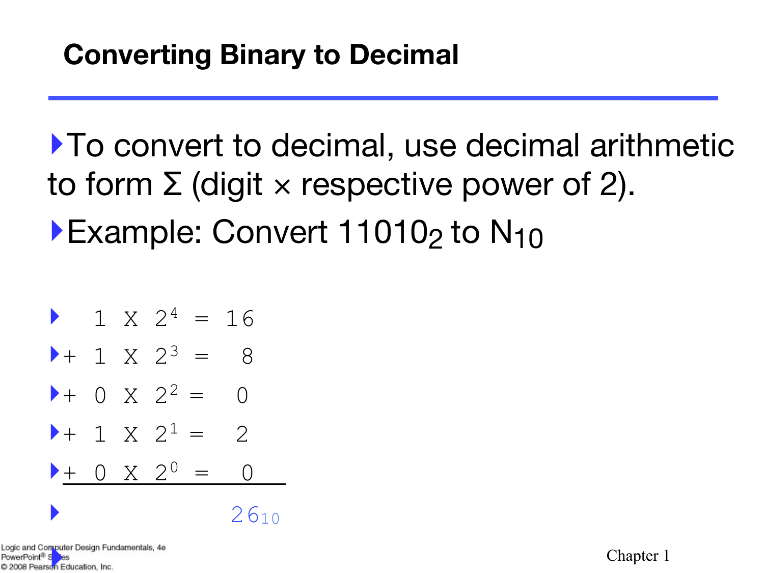# Converting Binary to Decimal

- To convert to decimal, use decimal arithmetic to form Σ (digit × respective power of 2).
- Example: Convert $11010_2$ to $N_{10}$

- $1 \times 2^4 = 16$
- $+ \ 1 \times 2^3 = 8$
- $+ \ 0 \times 2^2 = 0$
- $+ \ 1 \times 2^1 = 2$
- $+ \ 0 \times 2^0 = 0$
- $26_{10}$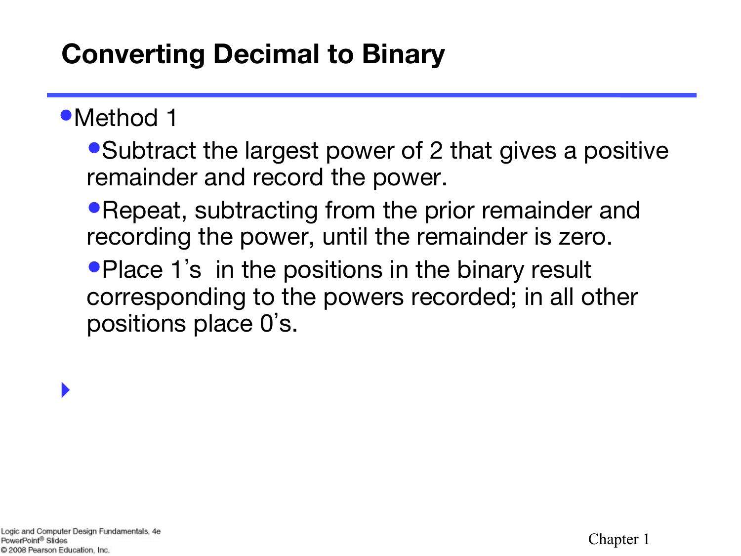# Converting Decimal to Binary

- Method 1
  - Subtract the largest power of 2 that gives a positive remainder and record the power.
  - Repeat, subtracting from the prior remainder and recording the power, until the remainder is zero.
  - Place 1's in the positions in the binary result corresponding to the powers recorded; in all other positions place 0's.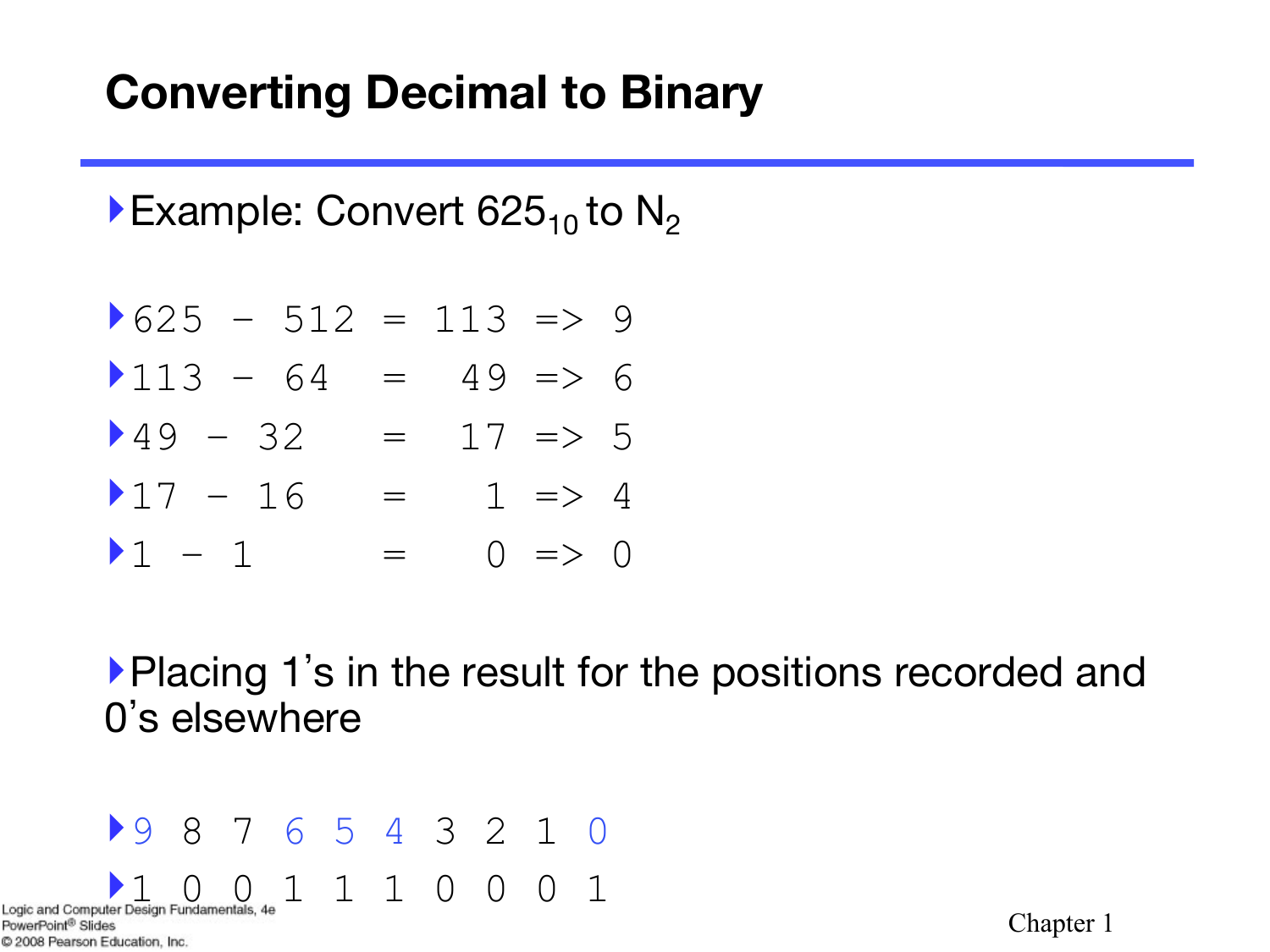# Converting Decimal to Binary

- Example: Convert $625_{10}$ to $N_2$

```
625 - 512 = 113 => 9
113 - 64  =  49 => 6
49 - 32   =  17 => 5
17 - 16   =   1 => 4
1 - 1     =   0 => 0
```

- Placing 1's in the result for the positions recorded and 0's elsewhere

```
9 8 7 6 5 4 3 2 1 0
1 0 0 1 1 1 0 0 0 1
```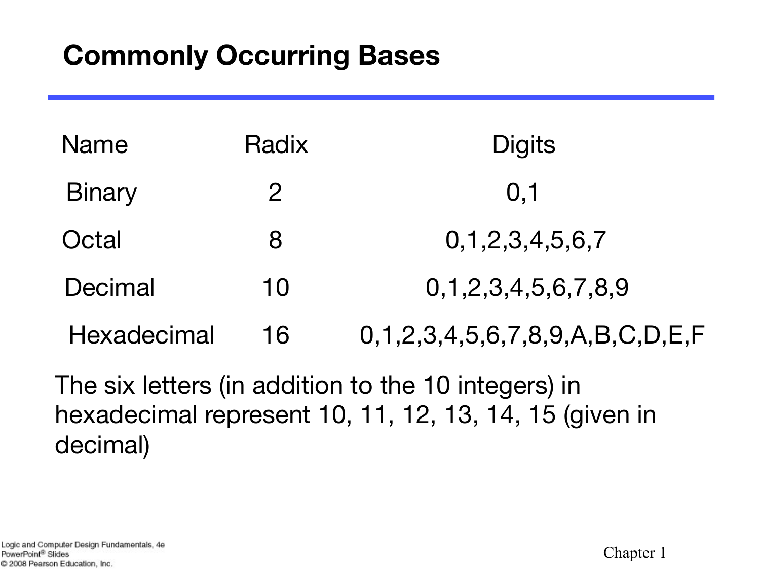## Commonly Occurring Bases

| Name | Radix | Digits |
| --- | --- | --- |
| Binary | 2 | 0,1 |
| Octal | 8 | 0,1,2,3,4,5,6,7 |
| Decimal | 10 | 0,1,2,3,4,5,6,7,8,9 |
| Hexadecimal | 16 | 0,1,2,3,4,5,6,7,8,9,A,B,C,D,E,F |

The six letters (in addition to the 10 integers) in hexadecimal represent 10, 11, 12, 13, 14, 15 (given in decimal)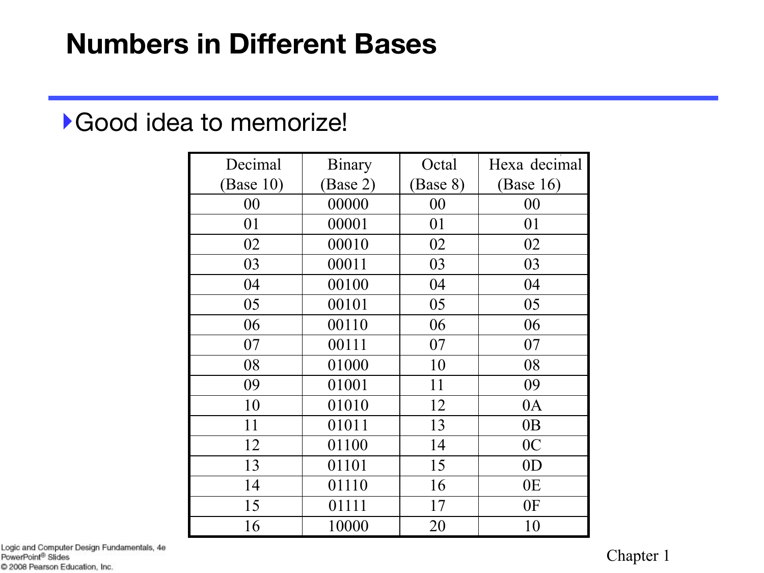# Numbers in Different Bases

- Good idea to memorize!

| Decimal (Base 10) | Binary (Base 2) | Octal (Base 8) | Hexa decimal (Base 16) |
|---|---|---|---|
| 00 | 00000 | 00 | 00 |
| 01 | 00001 | 01 | 01 |
| 02 | 00010 | 02 | 02 |
| 03 | 00011 | 03 | 03 |
| 04 | 00100 | 04 | 04 |
| 05 | 00101 | 05 | 05 |
| 06 | 00110 | 06 | 06 |
| 07 | 00111 | 07 | 07 |
| 08 | 01000 | 10 | 08 |
| 09 | 01001 | 11 | 09 |
| 10 | 01010 | 12 | 0A |
| 11 | 01011 | 13 | 0B |
| 12 | 01100 | 14 | 0C |
| 13 | 01101 | 15 | 0D |
| 14 | 01110 | 16 | 0E |
| 15 | 01111 | 17 | 0F |
| 16 | 10000 | 20 | 10 |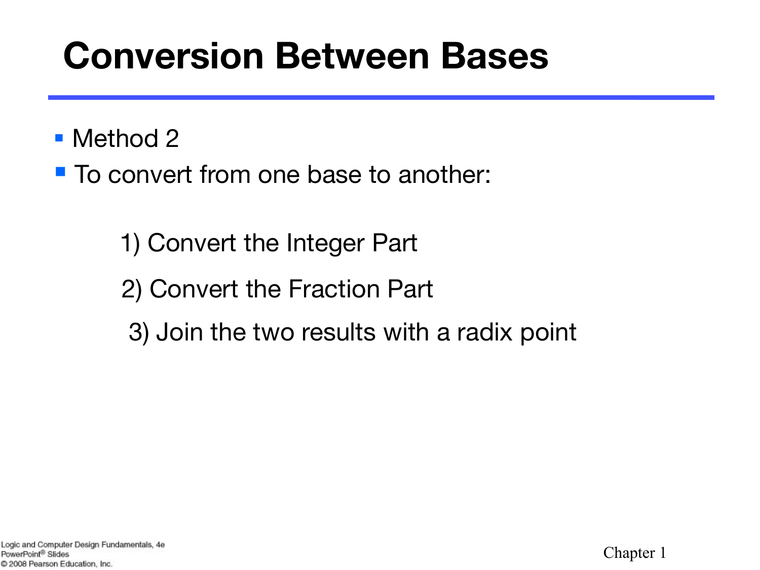# Conversion Between Bases

- Method 2
- To convert from one base to another:

    1) Convert the Integer Part

    2) Convert the Fraction Part

    3) Join the two results with a radix point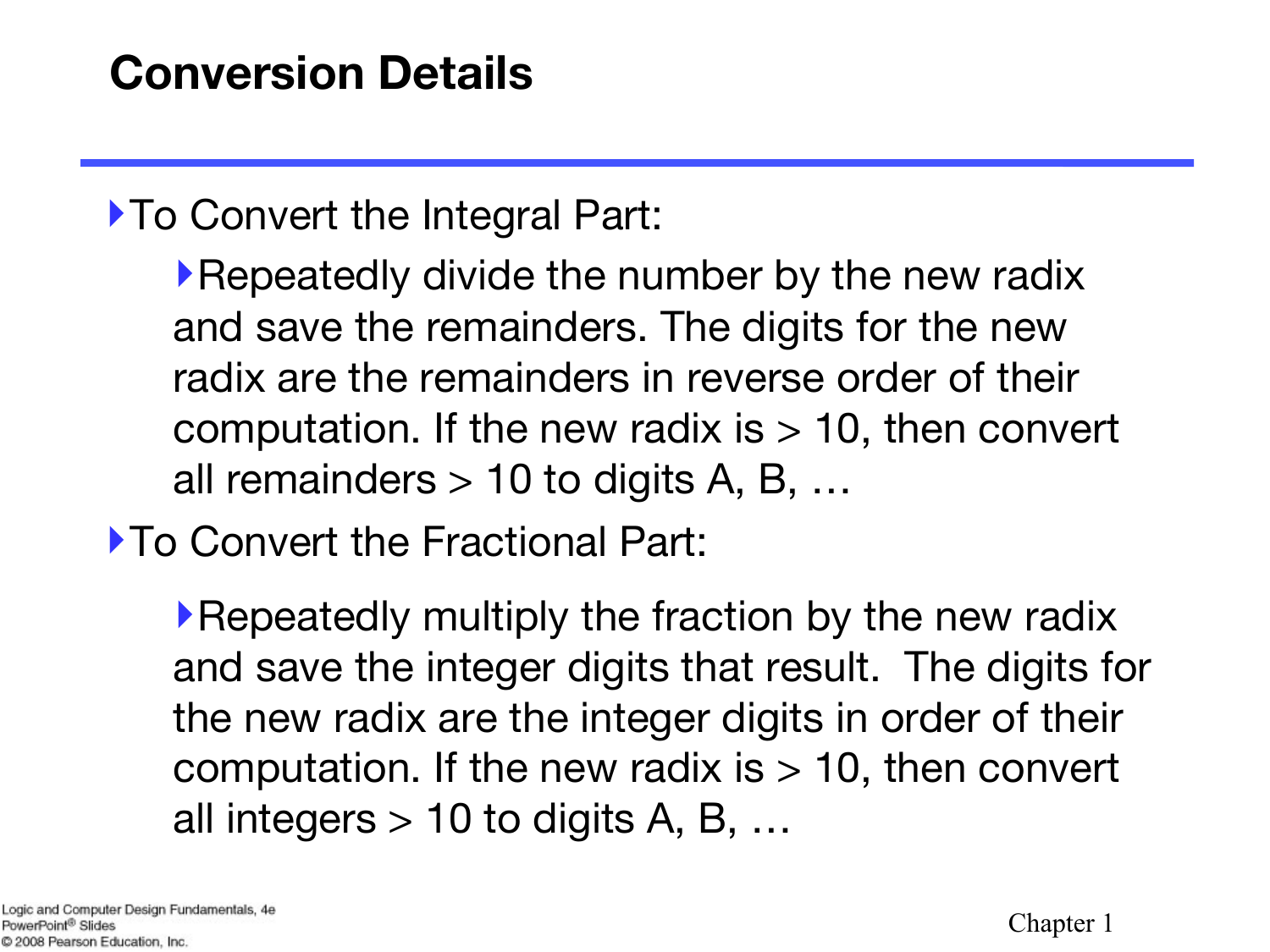## Conversion Details

- To Convert the Integral Part:
  - Repeatedly divide the number by the new radix and save the remainders. The digits for the new radix are the remainders in reverse order of their computation. If the new radix is > 10, then convert all remainders > 10 to digits A, B, …
- To Convert the Fractional Part:
  - Repeatedly multiply the fraction by the new radix and save the integer digits that result. The digits for the new radix are the integer digits in order of their computation. If the new radix is > 10, then convert all integers > 10 to digits A, B, …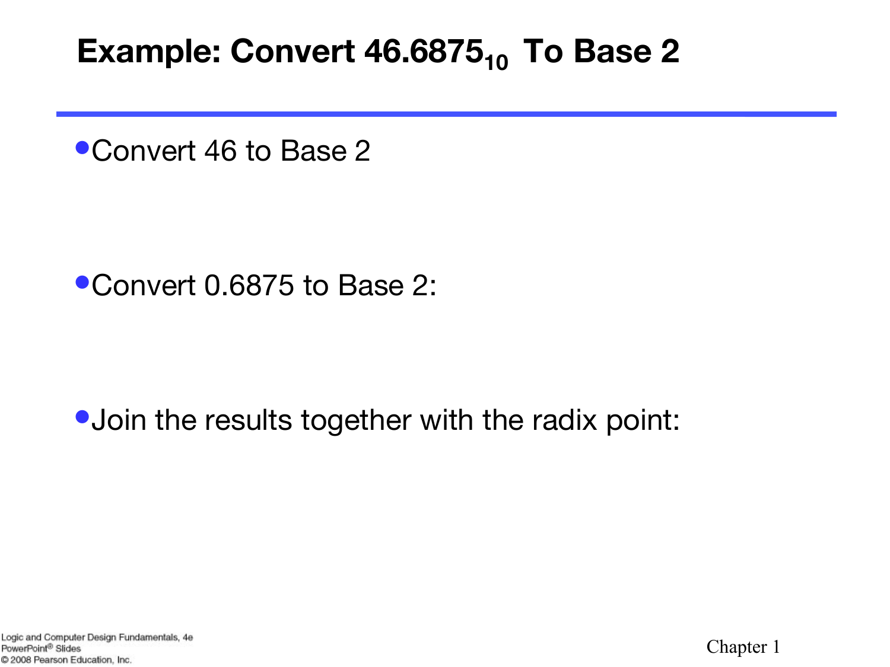# Example: Convert $46.6875_{10}$ To Base 2

- Convert 46 to Base 2

- Convert 0.6875 to Base 2:

- Join the results together with the radix point: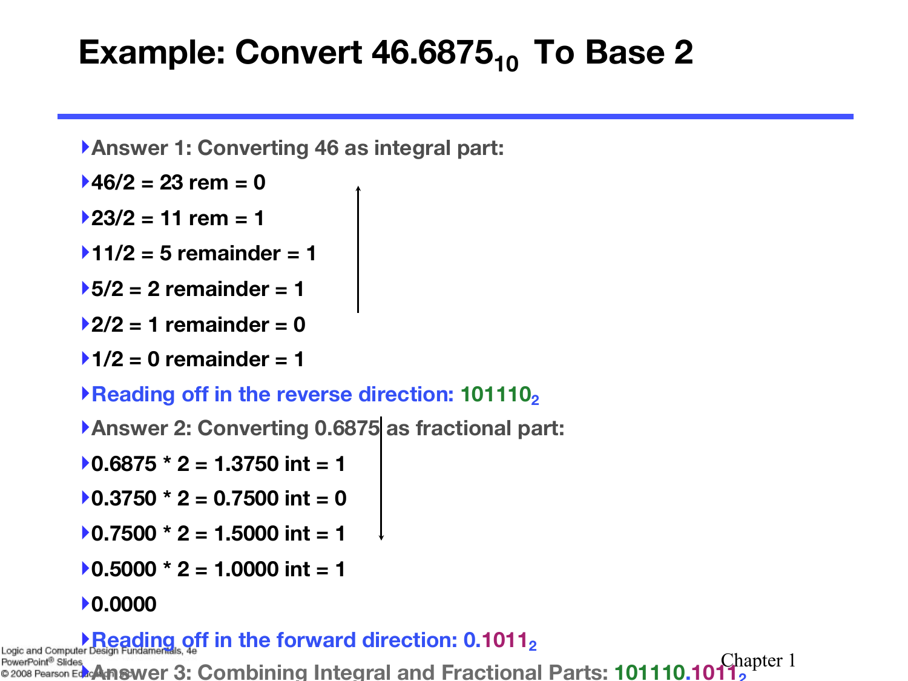# Example: Convert $46.6875_{10}$ To Base 2

- Answer 1: Converting 46 as integral part:
- 46/2 = 23 rem = 0
- 23/2 = 11 rem = 1
- 11/2 = 5 remainder = 1
- 5/2 = 2 remainder = 1
- 2/2 = 1 remainder = 0
- 1/2 = 0 remainder = 1
- Reading off in the reverse direction: $101110_2$
- Answer 2: Converting 0.6875 as fractional part:
- 0.6875 * 2 = 1.3750 int = 1
- 0.3750 * 2 = 0.7500 int = 0
- 0.7500 * 2 = 1.5000 int = 1
- 0.5000 * 2 = 1.0000 int = 1
- 0.0000
- Reading off in the forward direction: $0.1011_2$
- Answer 3: Combining Integral and Fractional Parts: $101110.1011_2$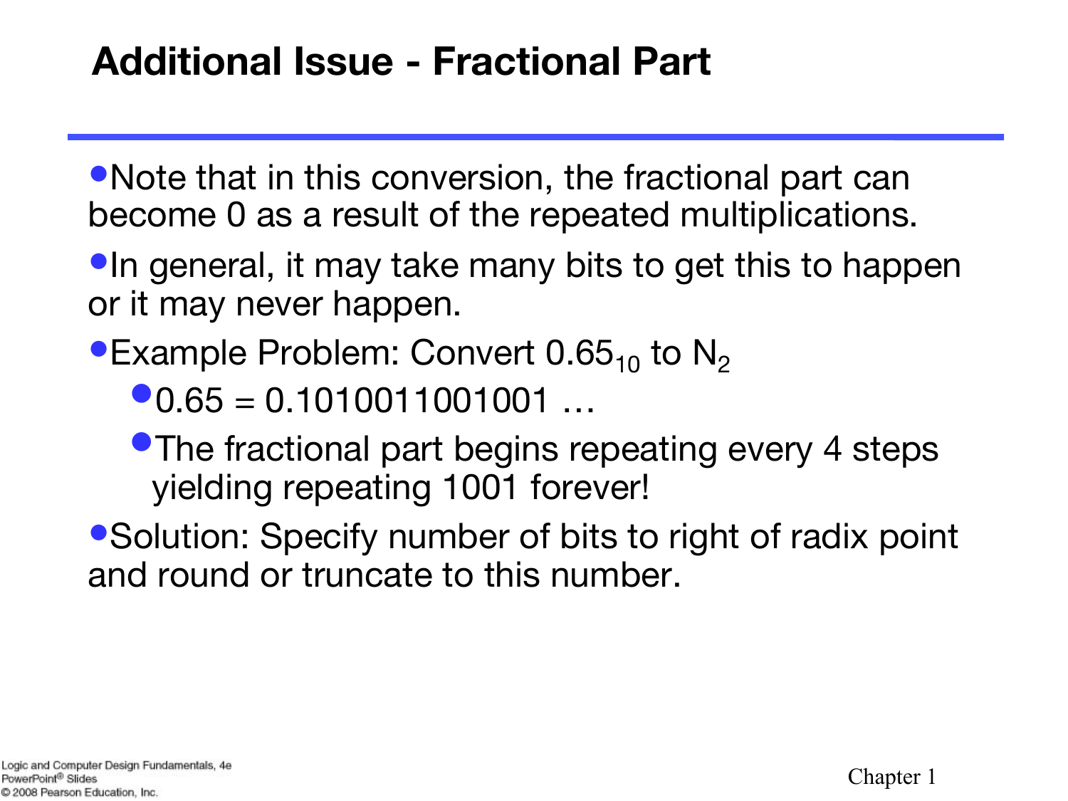# Additional Issue - Fractional Part

- Note that in this conversion, the fractional part can become 0 as a result of the repeated multiplications.
- In general, it may take many bits to get this to happen or it may never happen.
- Example Problem: Convert $0.65_{10}$ to $N_2$
  - 0.65 = 0.1010011001001 …
  - The fractional part begins repeating every 4 steps yielding repeating 1001 forever!
- Solution: Specify number of bits to right of radix point and round or truncate to this number.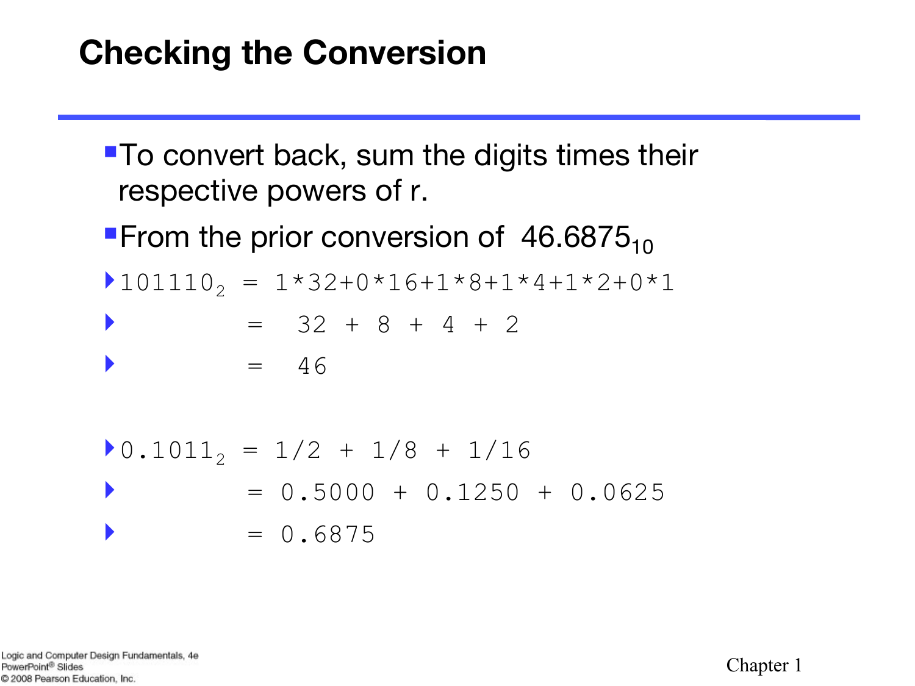# Checking the Conversion

- To convert back, sum the digits times their respective powers of r.
- From the prior conversion of $46.6875_{10}$
  - $101110_2$ = 1*32+0*16+1*8+1*4+1*2+0*1
  - = 32 + 8 + 4 + 2
  - = 46

  - $0.1011_2$ = 1/2 + 1/8 + 1/16
  - = 0.5000 + 0.1250 + 0.0625
  - = 0.6875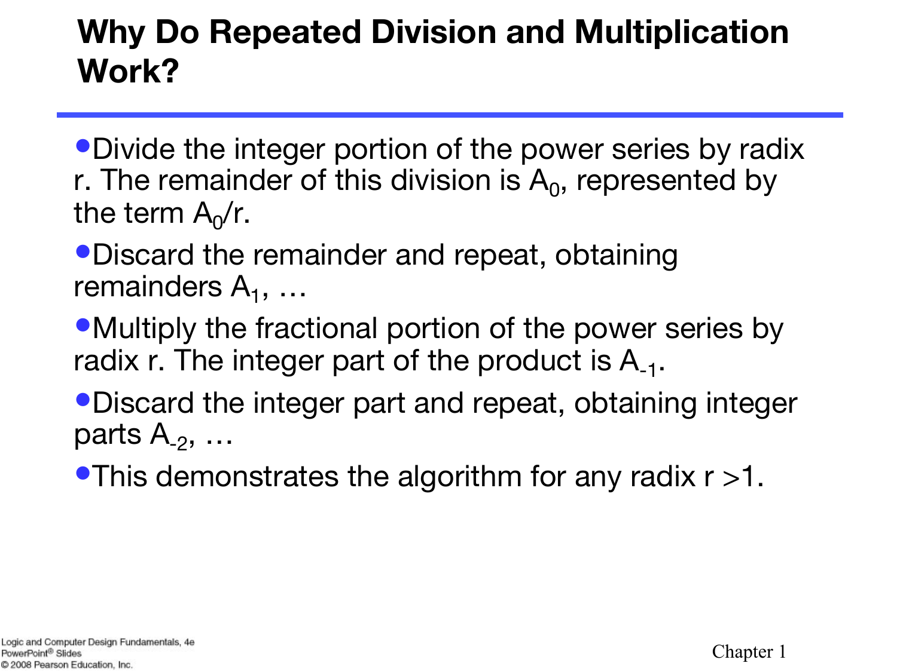# Why Do Repeated Division and Multiplication Work?

- Divide the integer portion of the power series by radix r. The remainder of this division is $A_0$, represented by the term $A_0/r$.
- Discard the remainder and repeat, obtaining remainders $A_1$, …
- Multiply the fractional portion of the power series by radix r. The integer part of the product is $A_{-1}$.
- Discard the integer part and repeat, obtaining integer parts $A_{-2}$, …
- This demonstrates the algorithm for any radix r >1.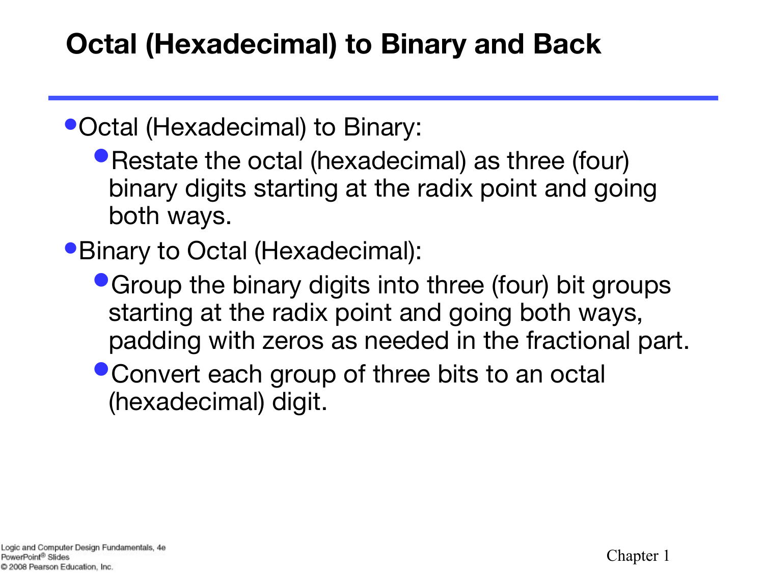# Octal (Hexadecimal) to Binary and Back

- Octal (Hexadecimal) to Binary:
  - Restate the octal (hexadecimal) as three (four) binary digits starting at the radix point and going both ways.
- Binary to Octal (Hexadecimal):
  - Group the binary digits into three (four) bit groups starting at the radix point and going both ways, padding with zeros as needed in the fractional part.
  - Convert each group of three bits to an octal (hexadecimal) digit.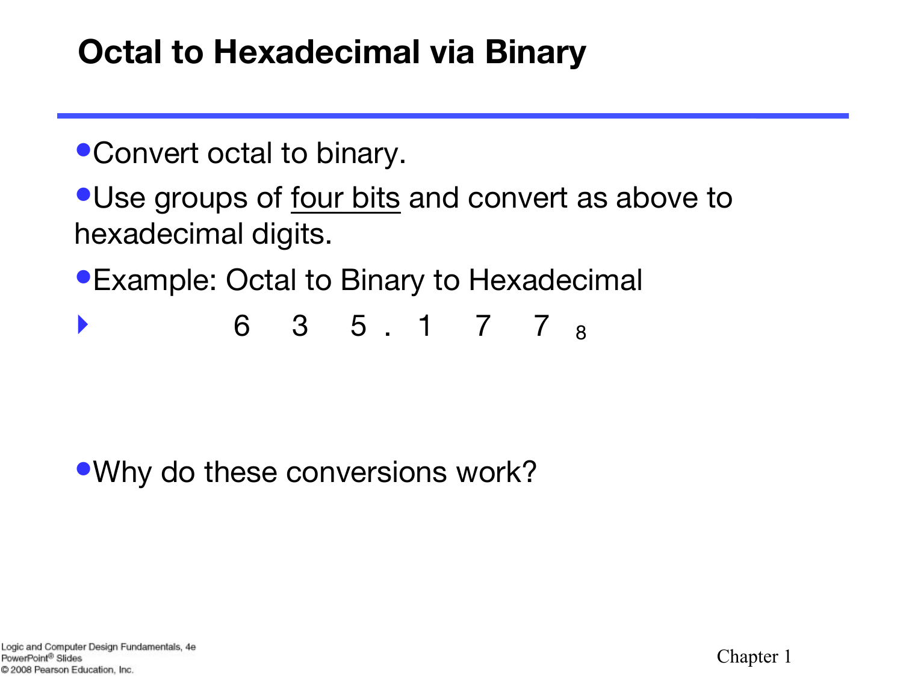# Octal to Hexadecimal via Binary

- Convert octal to binary.
- Use groups of <u>four bits</u> and convert as above to hexadecimal digits.
- Example: Octal to Binary to Hexadecimal
  - $6\ 3\ 5\ .\ 1\ 7\ 7_{8}$

- Why do these conversions work?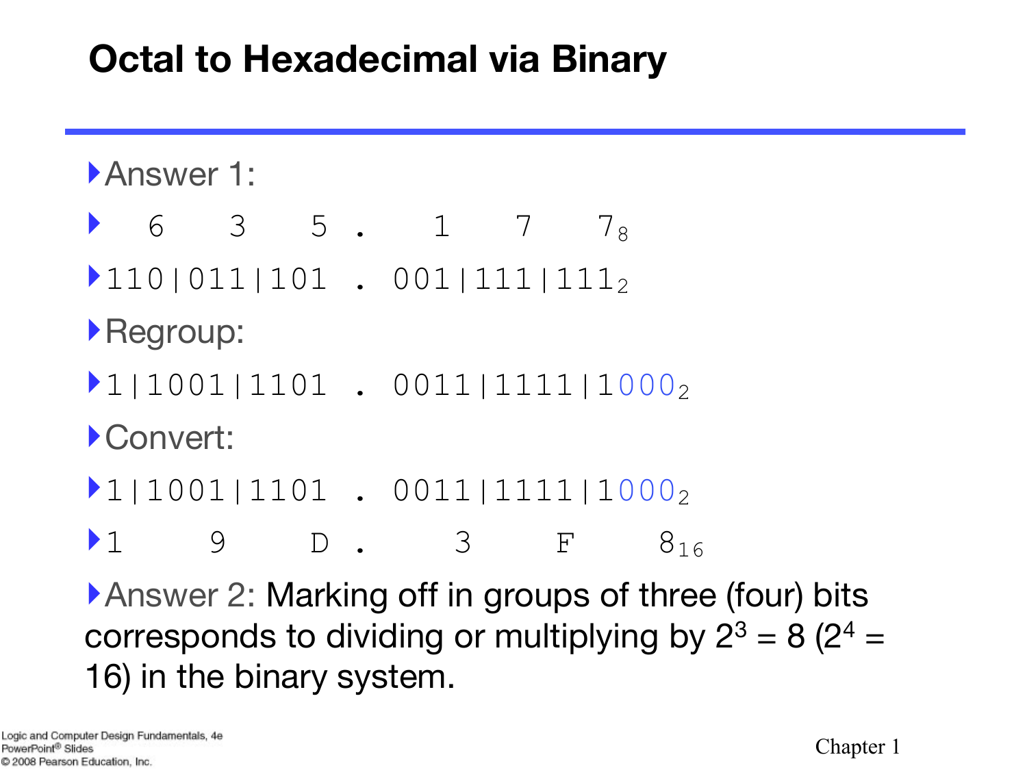# Octal to Hexadecimal via Binary

- Answer 1:
- $6 \quad 3 \quad 5 \;.\; 1 \quad 7 \quad 7_8$
- $110|011|101 \;.\; 001|111|111_2$
- Regroup:
- $1|1001|1101 \;.\; 0011|1111|1000_2$
- Convert:
- $1|1001|1101 \;.\; 0011|1111|1000_2$
- $1 \quad 9 \quad D \;.\; 3 \quad F \quad 8_{16}$
- Answer 2: Marking off in groups of three (four) bits corresponds to dividing or multiplying by $2^3 = 8$ ($2^4 = 16$) in the binary system.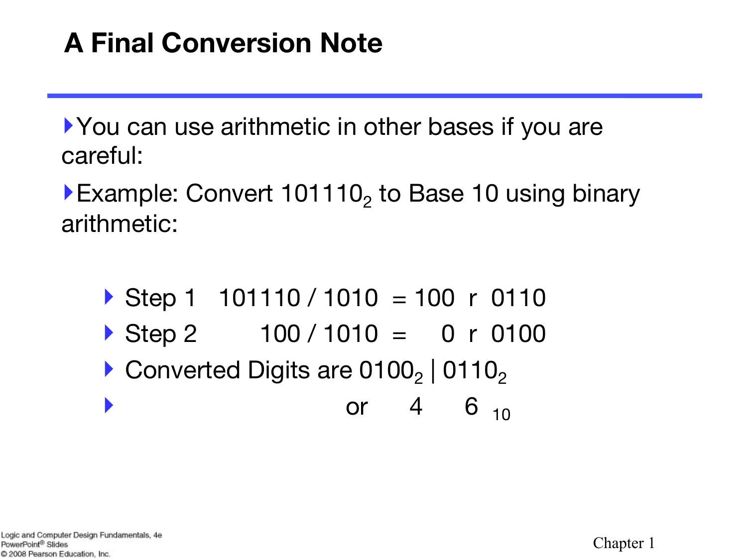# A Final Conversion Note

- You can use arithmetic in other bases if you are careful:
- Example: Convert $101110_2$ to Base 10 using binary arithmetic:
  - Step 1   101110 / 1010 = 100 r 0110
  - Step 2   100 / 1010 = 0 r 0100
  - Converted Digits are $0100_2$ | $0110_2$
  - or 4 6 $_{10}$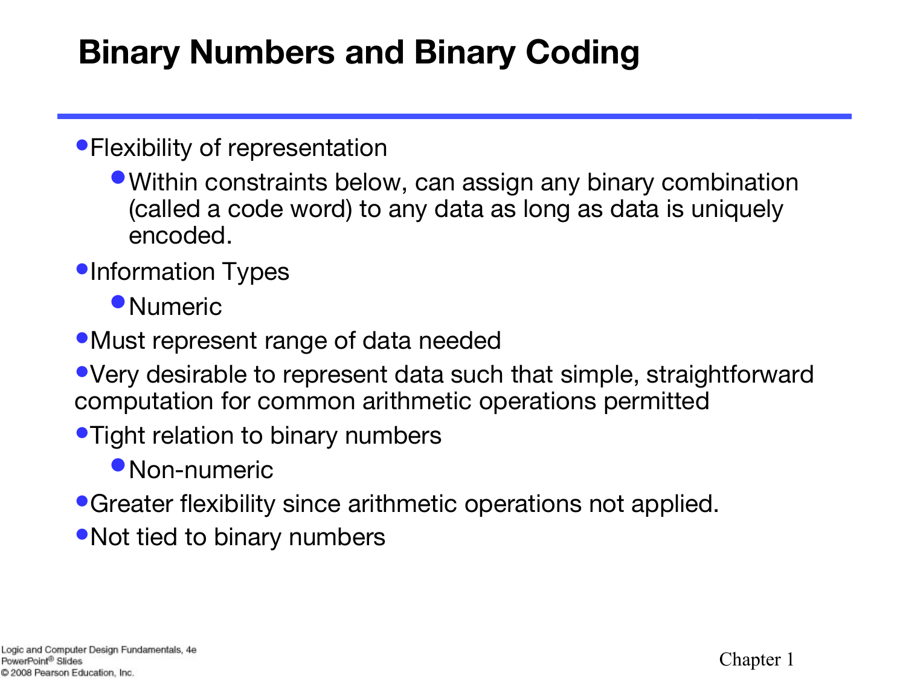# Binary Numbers and Binary Coding

- Flexibility of representation
  - Within constraints below, can assign any binary combination (called a code word) to any data as long as data is uniquely encoded.
- Information Types
  - Numeric
- Must represent range of data needed
- Very desirable to represent data such that simple, straightforward computation for common arithmetic operations permitted
- Tight relation to binary numbers
  - Non-numeric
- Greater flexibility since arithmetic operations not applied.
- Not tied to binary numbers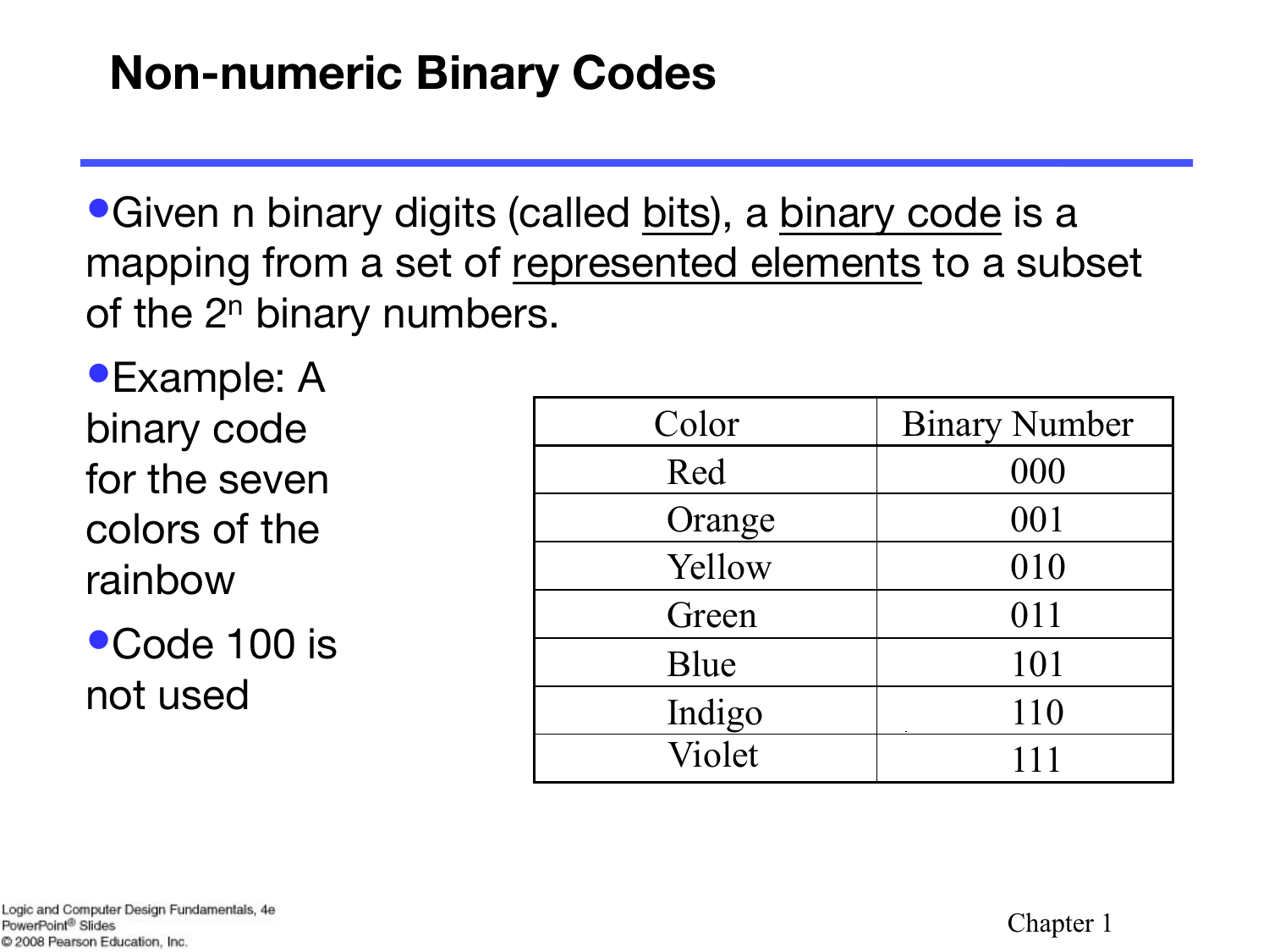# Non-numeric Binary Codes

- Given n binary digits (called <u>bits</u>), a <u>binary code</u> is a mapping from a set of <u>represented elements</u> to a subset of the $2^n$ binary numbers.
- Example: A binary code for the seven colors of the rainbow
- Code 100 is not used

| Color | Binary Number |
|---|---|
| Red | 000 |
| Orange | 001 |
| Yellow | 010 |
| Green | 011 |
| Blue | 101 |
| Indigo | 110 |
| Violet | 111 |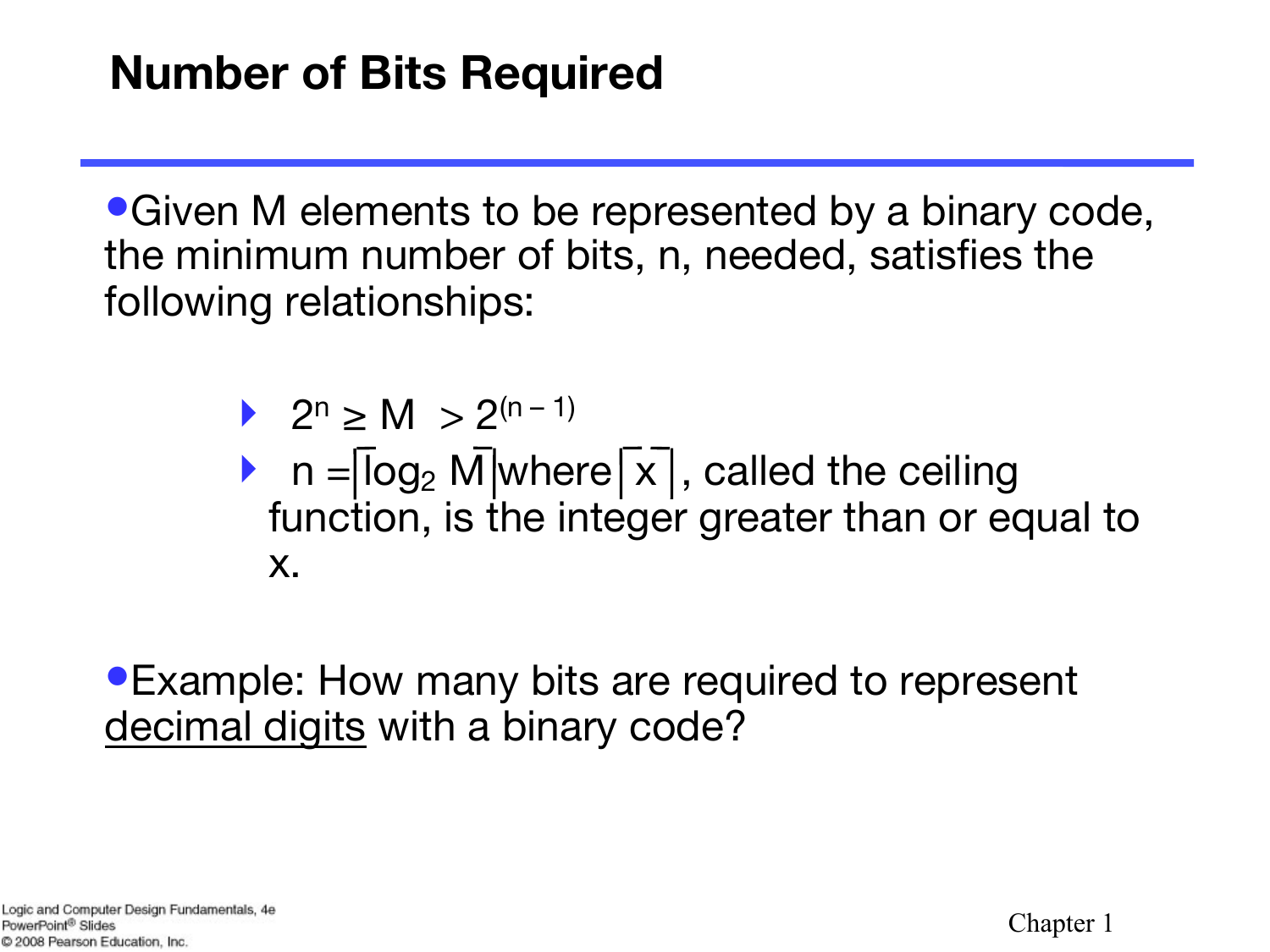# Number of Bits Required

- Given M elements to be represented by a binary code, the minimum number of bits, n, needed, satisfies the following relationships:
  - $2^n \geq M > 2^{(n-1)}$
  - $n = \lceil \log_2 M \rceil$ where $\lceil x \rceil$, called the ceiling function, is the integer greater than or equal to x.
- Example: How many bits are required to represent <u>decimal digits</u> with a binary code?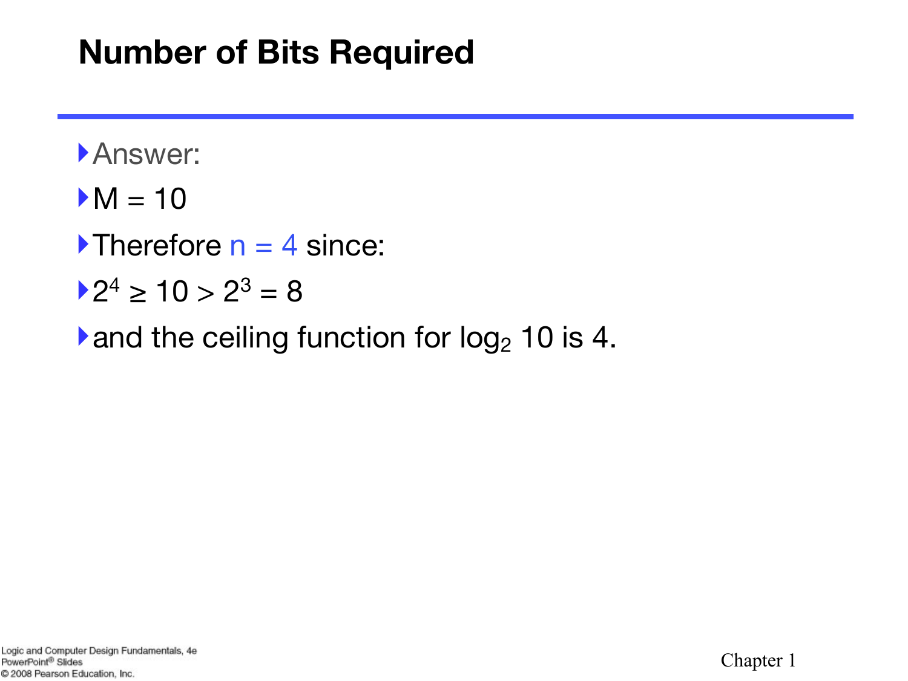## Number of Bits Required

- Answer:
- $M = 10$
- Therefore $n = 4$ since:
- $2^4 \geq 10 > 2^3 = 8$
- and the ceiling function for $\log_2 10$ is 4.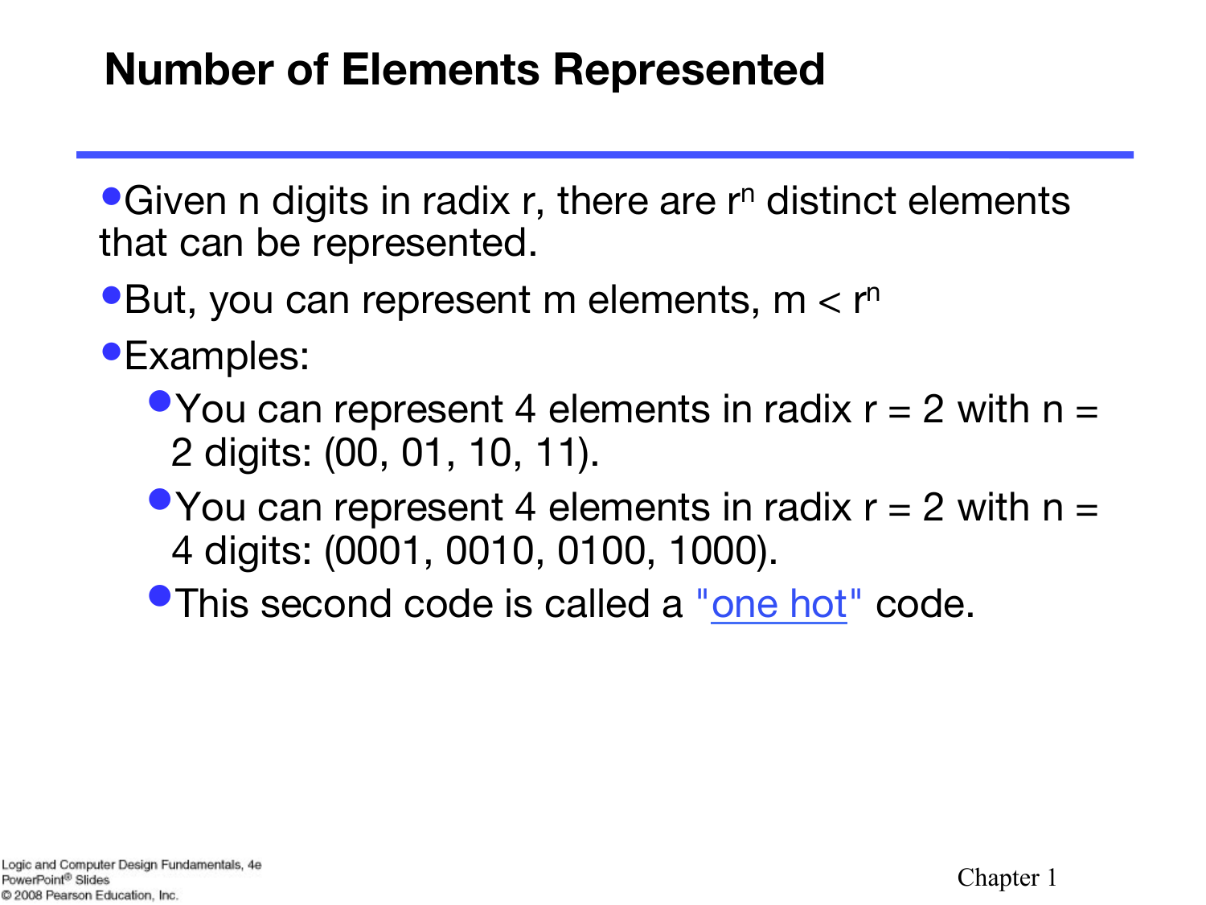# Number of Elements Represented

- Given n digits in radix r, there are $r^n$ distinct elements that can be represented.
- But, you can represent m elements, $m < r^n$
- Examples:
  - You can represent 4 elements in radix r = 2 with n = 2 digits: (00, 01, 10, 11).
  - You can represent 4 elements in radix r = 2 with n = 4 digits: (0001, 0010, 0100, 1000).
  - This second code is called a "one hot" code.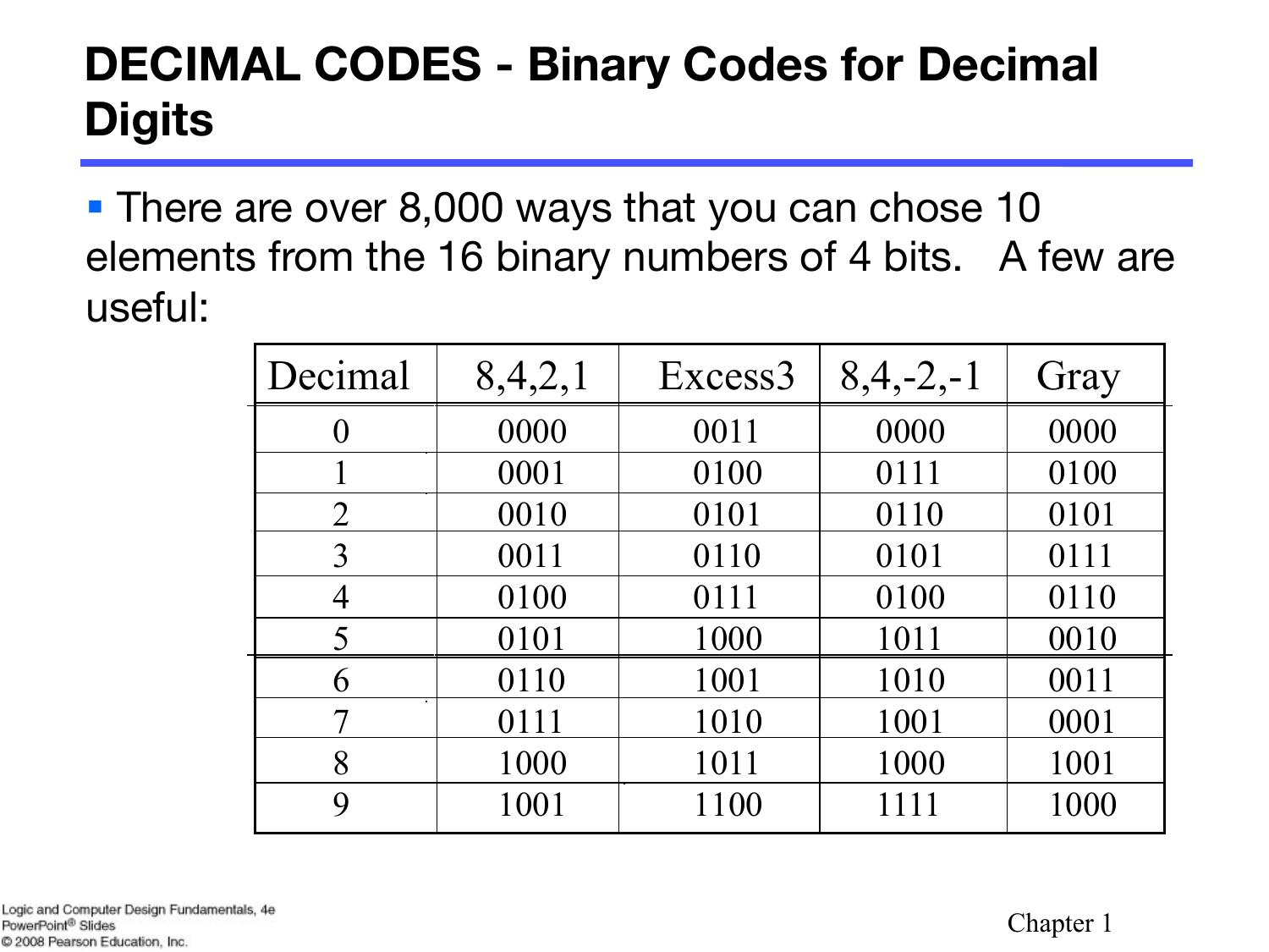# DECIMAL CODES - Binary Codes for Decimal Digits

- There are over 8,000 ways that you can chose 10 elements from the 16 binary numbers of 4 bits. A few are useful:

| Decimal | 8,4,2,1 | Excess3 | 8,4,-2,-1 | Gray |
|---|---|---|---|---|
| 0 | 0000 | 0011 | 0000 | 0000 |
| 1 | 0001 | 0100 | 0111 | 0100 |
| 2 | 0010 | 0101 | 0110 | 0101 |
| 3 | 0011 | 0110 | 0101 | 0111 |
| 4 | 0100 | 0111 | 0100 | 0110 |
| 5 | 0101 | 1000 | 1011 | 0010 |
| 6 | 0110 | 1001 | 1010 | 0011 |
| 7 | 0111 | 1010 | 1001 | 0001 |
| 8 | 1000 | 1011 | 1000 | 1001 |
| 9 | 1001 | 1100 | 1111 | 1000 |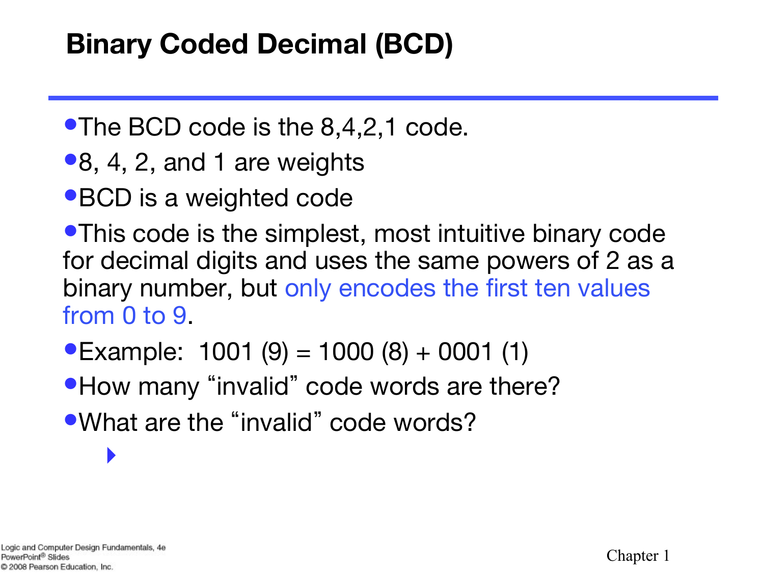# Binary Coded Decimal (BCD)

- The BCD code is the 8,4,2,1 code.
- 8, 4, 2, and 1 are weights
- BCD is a weighted code
- This code is the simplest, most intuitive binary code for decimal digits and uses the same powers of 2 as a binary number, but only encodes the first ten values from 0 to 9.
- Example: 1001 (9) = 1000 (8) + 0001 (1)
- How many "invalid" code words are there?
- What are the "invalid" code words?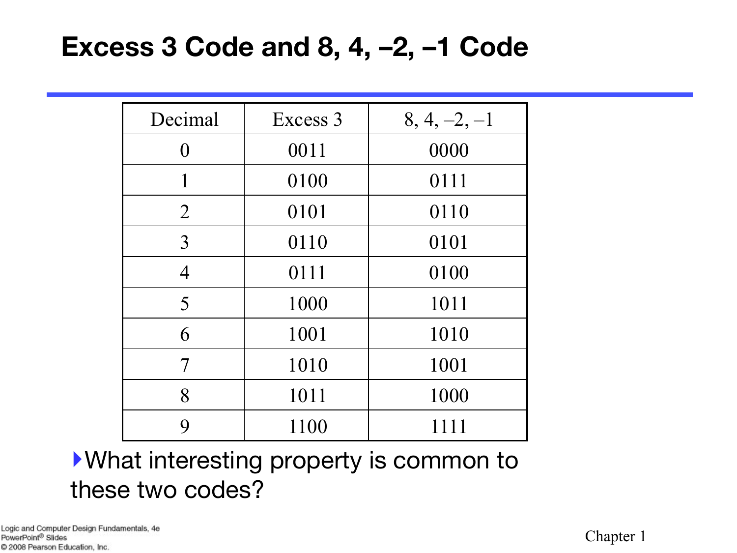# Excess 3 Code and 8, 4, –2, –1 Code

| Decimal | Excess 3 | 8, 4, –2, –1 |
|---|---|---|
| 0 | 0011 | 0000 |
| 1 | 0100 | 0111 |
| 2 | 0101 | 0110 |
| 3 | 0110 | 0101 |
| 4 | 0111 | 0100 |
| 5 | 1000 | 1011 |
| 6 | 1001 | 1010 |
| 7 | 1010 | 1001 |
| 8 | 1011 | 1000 |
| 9 | 1100 | 1111 |

- What interesting property is common to these two codes?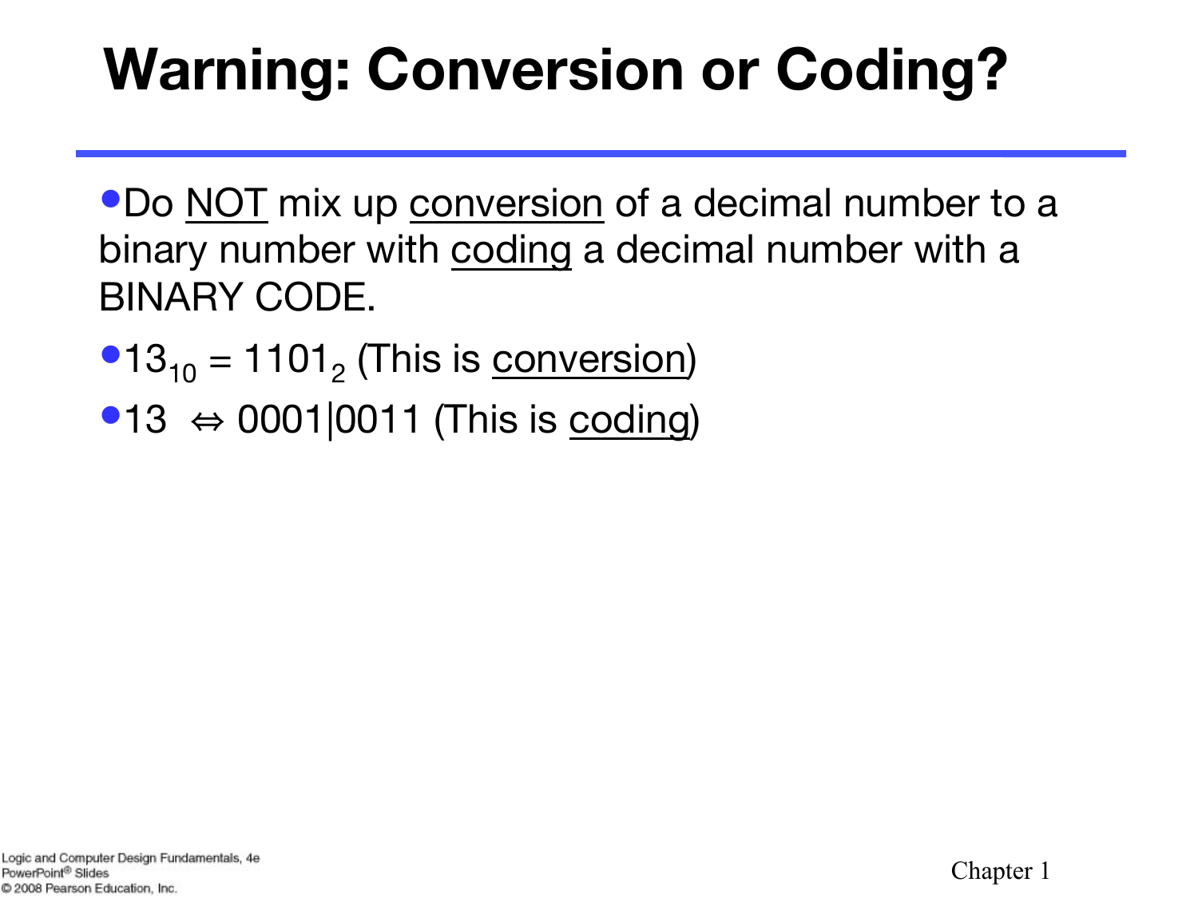# Warning: Conversion or Coding?

- Do NOT mix up conversion of a decimal number to a binary number with coding a decimal number with a BINARY CODE.
- $13_{10} = 1101_2$ (This is conversion)
- 13 ⇔ 0001|0011 (This is coding)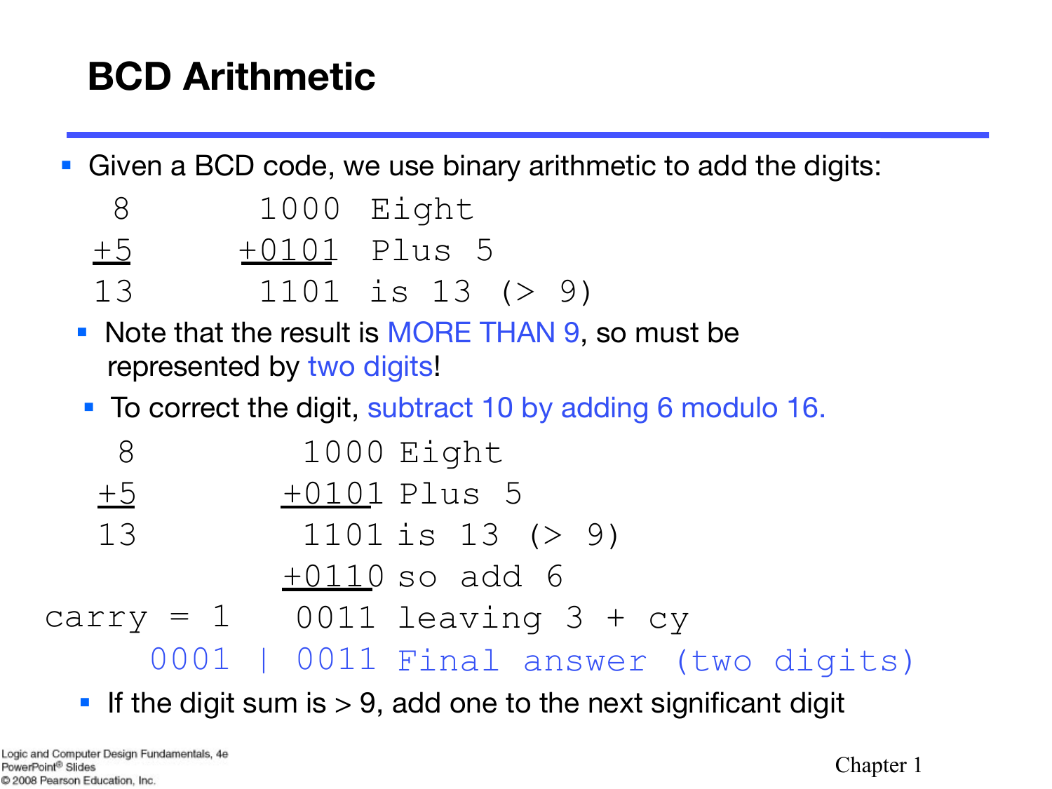# BCD Arithmetic

- Given a BCD code, we use binary arithmetic to add the digits:

```
 8       1000  Eight
+5      +0101  Plus 5
13       1101  is 13 (> 9)
```

- Note that the result is MORE THAN 9, so must be represented by two digits!
- To correct the digit, subtract 10 by adding 6 modulo 16.

```
 8          1000 Eight
+5         +0101 Plus 5
13          1101 is 13 (> 9)
           +0110 so add 6
carry = 1   0011 leaving 3 + cy
     0001 | 0011 Final answer (two digits)
```

- If the digit sum is > 9, add one to the next significant digit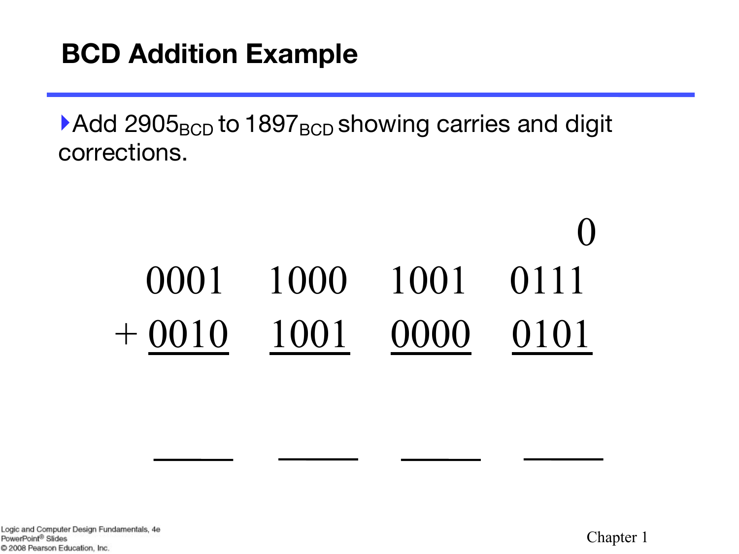# BCD Addition Example

- Add $2905_{BCD}$ to $1897_{BCD}$ showing carries and digit corrections.

```
                                    0
    0001    1000    1001    0111
  + 0010    1001    0000    0101

    ____    ____    ____    ____
```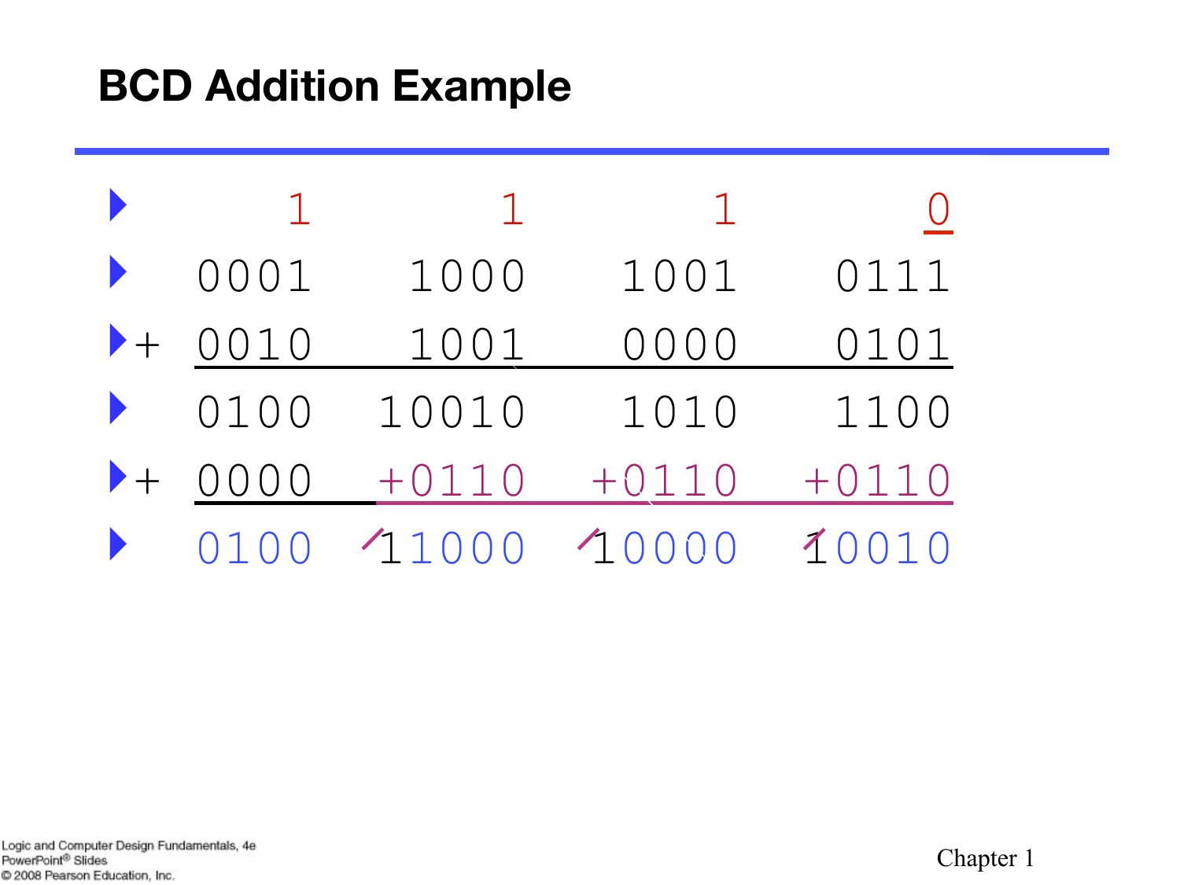# BCD Addition Example

|   |   |   |   |   |
|---|---|---|---|---|
|   | 1 | 1 | 1 | 0 |
|   | 0001 | 1000 | 1001 | 0111 |
| + | 0010 | 1001 | 0000 | 0101 |
|   | 0100 | 10010 | 1010 | 1100 |
| + | 0000 | +0110 | +0110 | +0110 |
|   | 0100 | 11000 | 10000 | 10010 |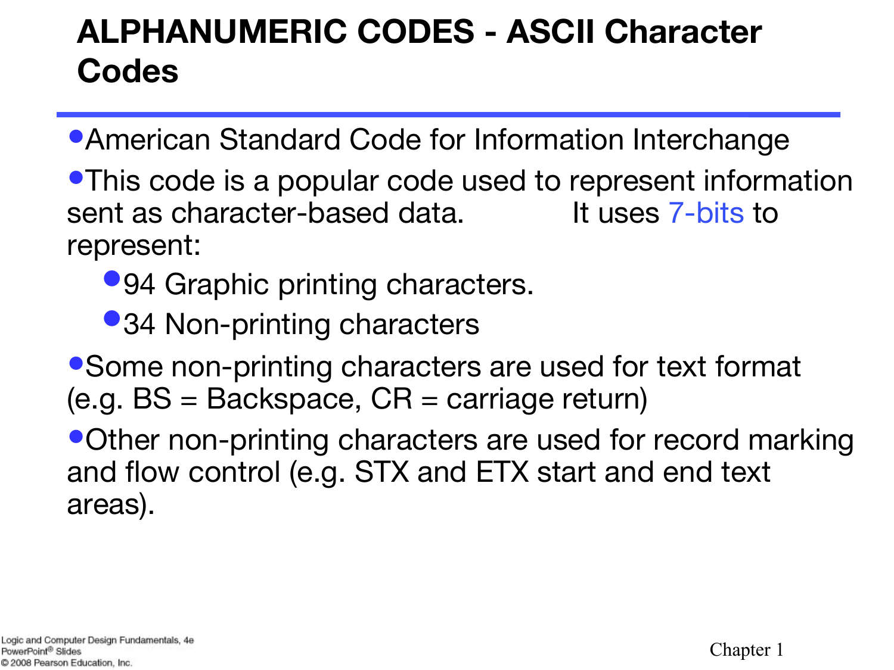# ALPHANUMERIC CODES - ASCII Character Codes

- American Standard Code for Information Interchange
- This code is a popular code used to represent information sent as character-based data. It uses 7-bits to represent:
  - 94 Graphic printing characters.
  - 34 Non-printing characters
- Some non-printing characters are used for text format (e.g. BS = Backspace, CR = carriage return)
- Other non-printing characters are used for record marking and flow control (e.g. STX and ETX start and end text areas).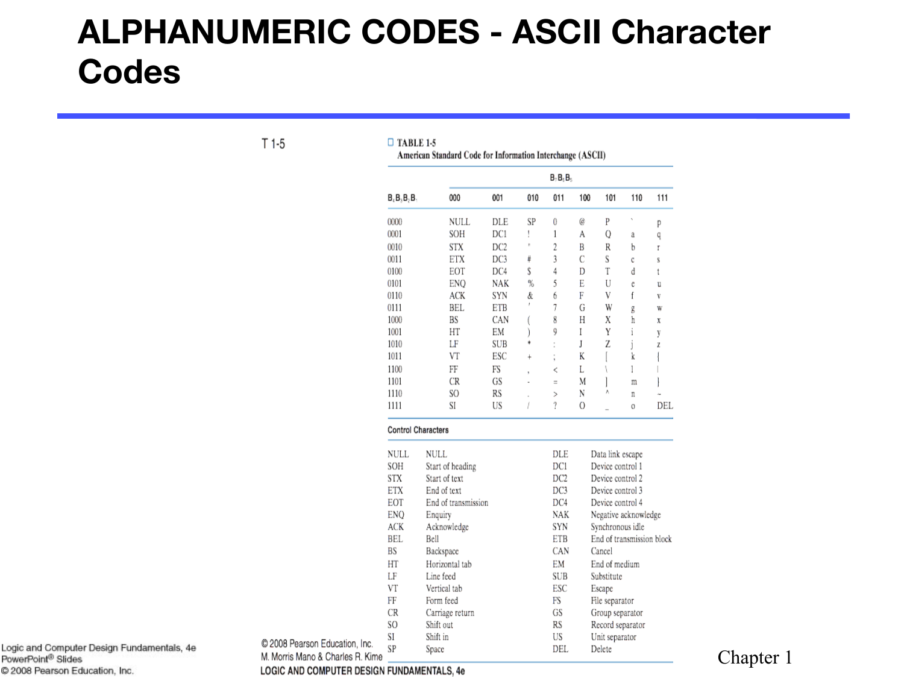# ALPHANUMERIC CODES - ASCII Character Codes

T 1-5

**TABLE 1-5**
American Standard Code for Information Interchange (ASCII)

| | $B_7B_6B_5$ | | | | | | | |
|---|---|---|---|---|---|---|---|---|
| $B_4B_3B_2B_1$ | 000 | 001 | 010 | 011 | 100 | 101 | 110 | 111 |
| 0000 | NULL | DLE | SP | 0 | @ | P | ` | p |
| 0001 | SOH | DC1 | ! | 1 | A | Q | a | q |
| 0010 | STX | DC2 | " | 2 | B | R | b | r |
| 0011 | ETX | DC3 | # | 3 | C | S | c | s |
| 0100 | EOT | DC4 | $ | 4 | D | T | d | t |
| 0101 | ENQ | NAK | % | 5 | E | U | e | u |
| 0110 | ACK | SYN | & | 6 | F | V | f | v |
| 0111 | BEL | ETB | ' | 7 | G | W | g | w |
| 1000 | BS | CAN | ( | 8 | H | X | h | x |
| 1001 | HT | EM | ) | 9 | I | Y | i | y |
| 1010 | LF | SUB | * | : | J | Z | j | z |
| 1011 | VT | ESC | + | ; | K | [ | k | { |
| 1100 | FF | FS | , | < | L | \ | l | \| |
| 1101 | CR | GS | - | = | M | ] | m | } |
| 1110 | SO | RS | . | > | N | ^ | n | ~ |
| 1111 | SI | US | / | ? | O | _ | o | DEL |

**Control Characters**

| | | | |
|---|---|---|---|
| NULL | NULL | DLE | Data link escape |
| SOH | Start of heading | DC1 | Device control 1 |
| STX | Start of text | DC2 | Device control 2 |
| ETX | End of text | DC3 | Device control 3 |
| EOT | End of transmission | DC4 | Device control 4 |
| ENQ | Enquiry | NAK | Negative acknowledge |
| ACK | Acknowledge | SYN | Synchronous idle |
| BEL | Bell | ETB | End of transmission block |
| BS | Backspace | CAN | Cancel |
| HT | Horizontal tab | EM | End of medium |
| LF | Line feed | SUB | Substitute |
| VT | Vertical tab | ESC | Escape |
| FF | Form feed | FS | File separator |
| CR | Carriage return | GS | Group separator |
| SO | Shift out | RS | Record separator |
| SI | Shift in | US | Unit separator |
| SP | Space | DEL | Delete |

© 2008 Pearson Education, Inc.
M. Morris Mano & Charles R. Kime
LOGIC AND COMPUTER DESIGN FUNDAMENTALS, 4e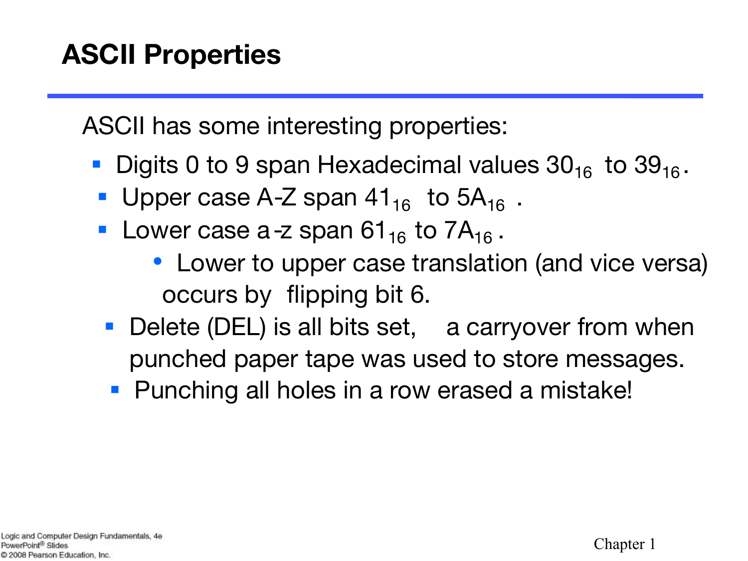# ASCII Properties

ASCII has some interesting properties:

- Digits 0 to 9 span Hexadecimal values $30_{16}$ to $39_{16}$.
- Upper case A-Z span $41_{16}$ to $5A_{16}$ .
- Lower case a-z span $61_{16}$ to $7A_{16}$ .
  - Lower to upper case translation (and vice versa) occurs by flipping bit 6.
- Delete (DEL) is all bits set, a carryover from when punched paper tape was used to store messages.
- Punching all holes in a row erased a mistake!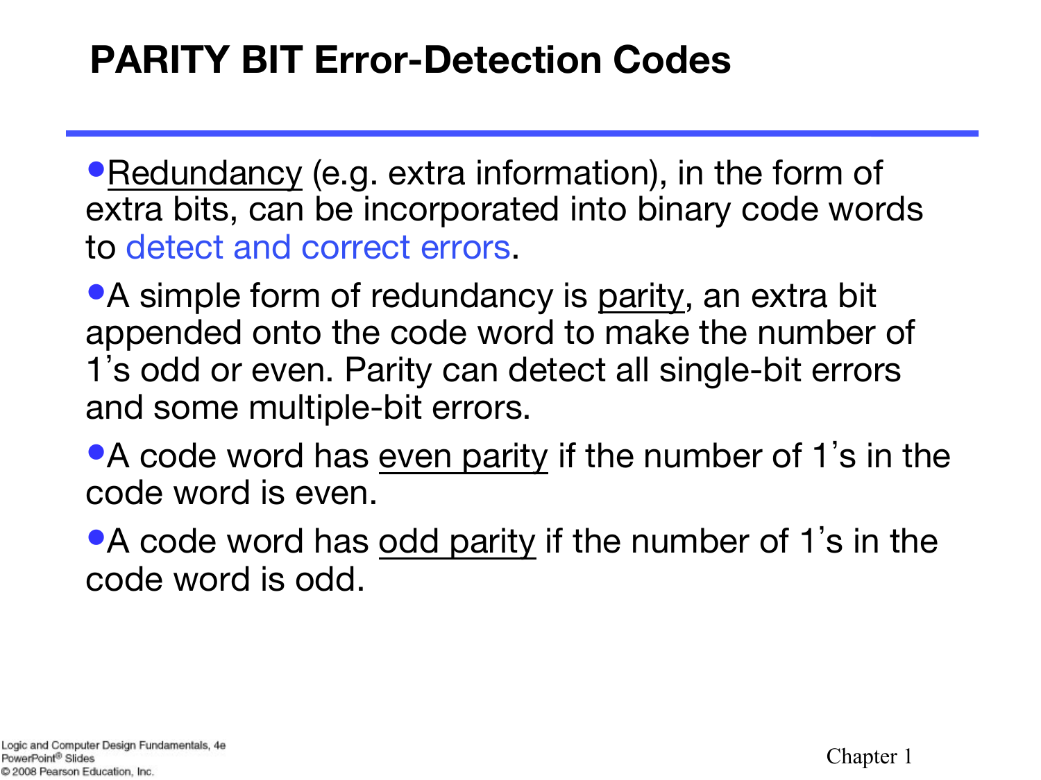# PARITY BIT Error-Detection Codes

- Redundancy (e.g. extra information), in the form of extra bits, can be incorporated into binary code words to detect and correct errors.
- A simple form of redundancy is parity, an extra bit appended onto the code word to make the number of 1's odd or even. Parity can detect all single-bit errors and some multiple-bit errors.
- A code word has even parity if the number of 1's in the code word is even.
- A code word has odd parity if the number of 1's in the code word is odd.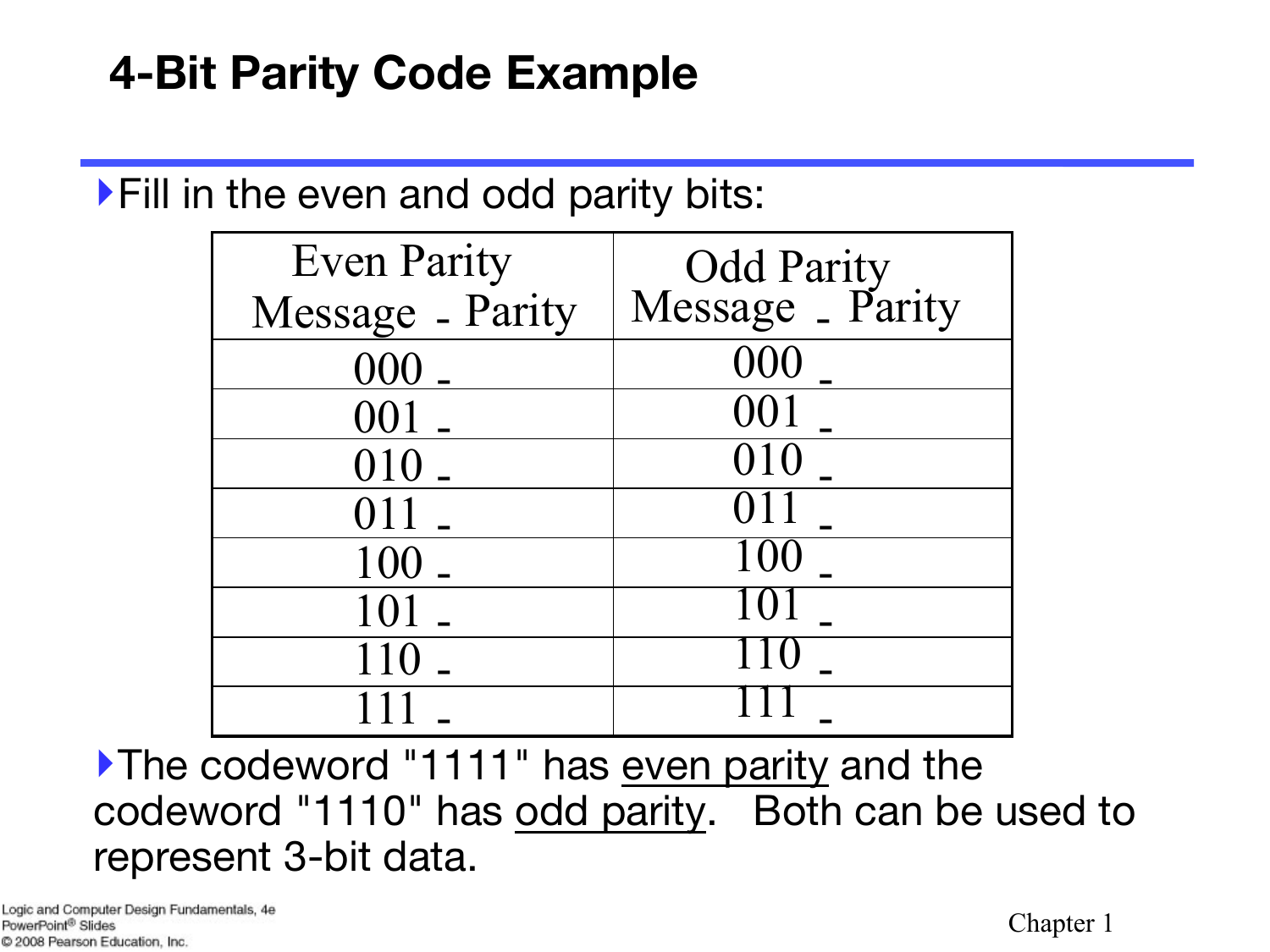## 4-Bit Parity Code Example

- Fill in the even and odd parity bits:

| Even Parity<br>Message - Parity | Odd Parity<br>Message - Parity |
|---|---|
| 000 - | 000 - |
| 001 - | 001 - |
| 010 - | 010 - |
| 011 - | 011 - |
| 100 - | 100 - |
| 101 - | 101 - |
| 110 - | 110 - |
| 111 - | 111 - |

- The codeword "1111" has <u>even parity</u> and the codeword "1110" has <u>odd parity</u>. Both can be used to represent 3-bit data.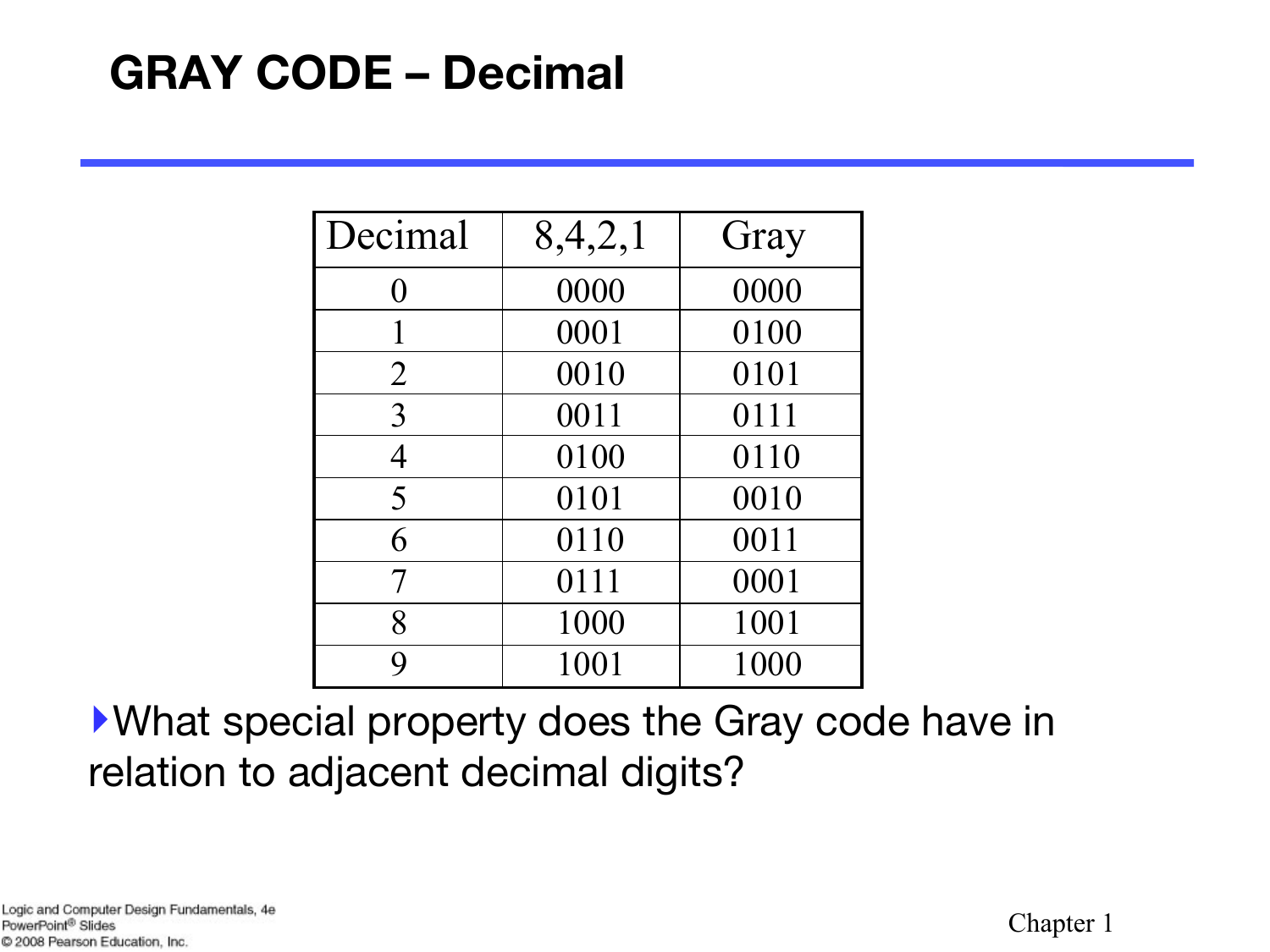# GRAY CODE – Decimal

| Decimal | 8,4,2,1 | Gray |
|---|---|---|
| 0 | 0000 | 0000 |
| 1 | 0001 | 0100 |
| 2 | 0010 | 0101 |
| 3 | 0011 | 0111 |
| 4 | 0100 | 0110 |
| 5 | 0101 | 0010 |
| 6 | 0110 | 0011 |
| 7 | 0111 | 0001 |
| 8 | 1000 | 1001 |
| 9 | 1001 | 1000 |

- What special property does the Gray code have in relation to adjacent decimal digits?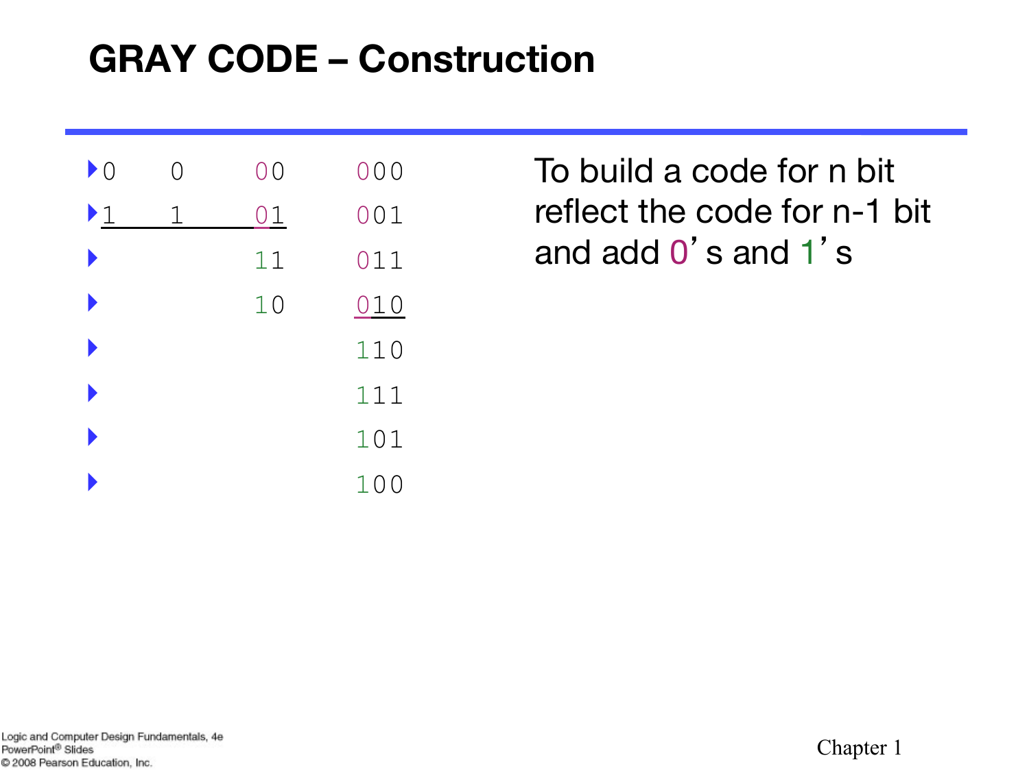# GRAY CODE – Construction

| 1-bit | 1-bit (reflected) | 2-bit | 3-bit |
|---|---|---|---|
| 0 | 0 | 00 | 000 |
| 1 | 1 | 01 | 001 |
| | | 11 | 011 |
| | | 10 | 010 |
| | | | 110 |
| | | | 111 |
| | | | 101 |
| | | | 100 |

To build a code for n bit reflect the code for n-1 bit and add 0's and 1's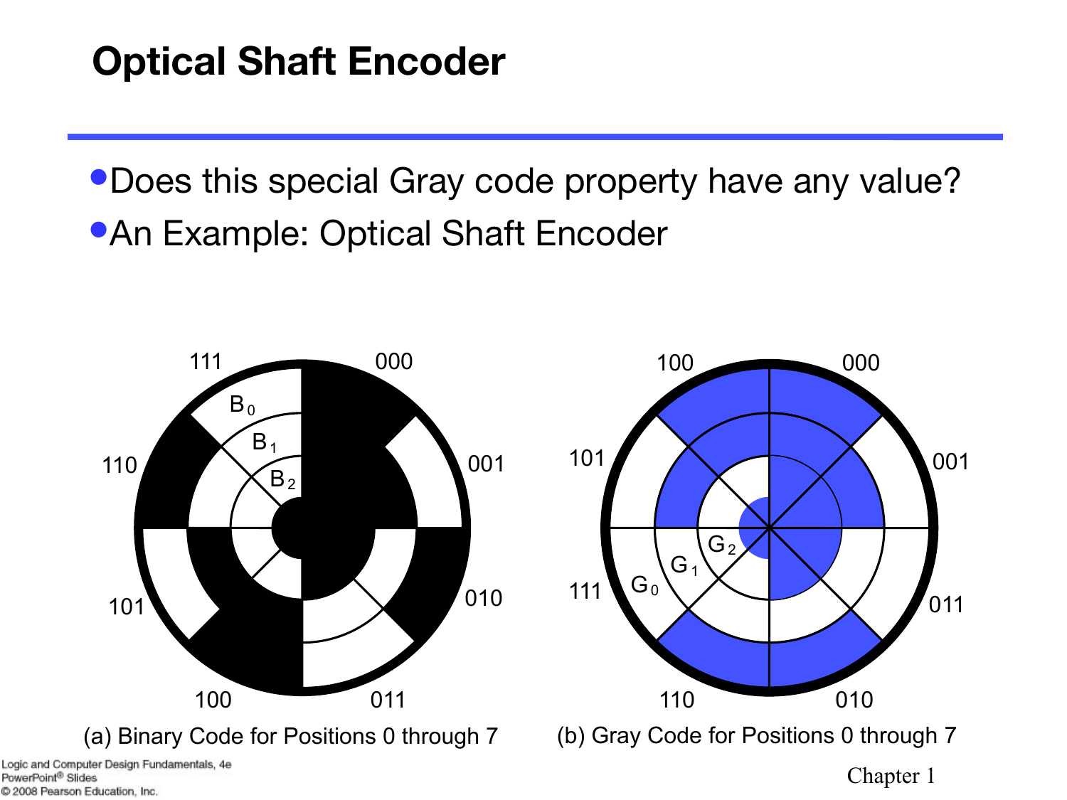# Optical Shaft Encoder

- Does this special Gray code property have any value?
- An Example: Optical Shaft Encoder

(a) Binary Code for Positions 0 through 7

(b) Gray Code for Positions 0 through 7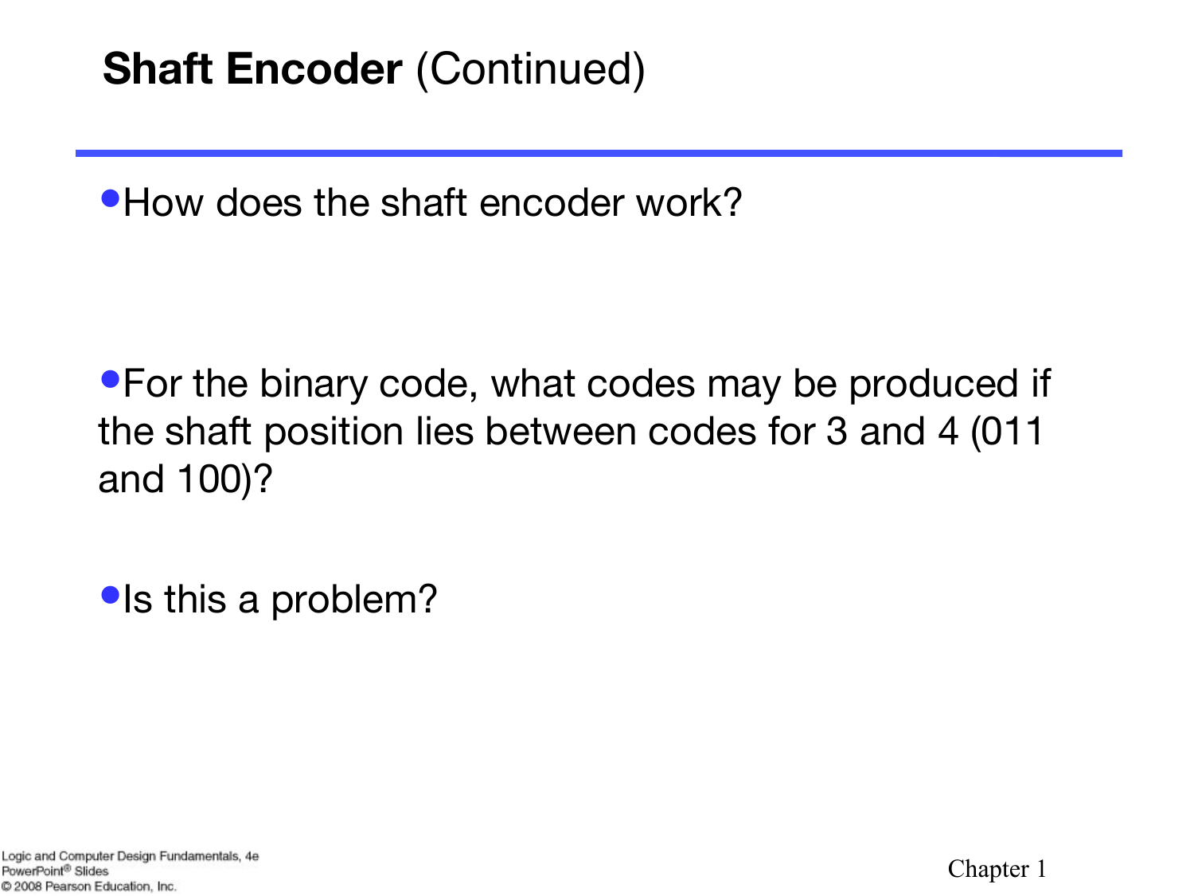# **Shaft Encoder** (Continued)

- How does the shaft encoder work?

- For the binary code, what codes may be produced if the shaft position lies between codes for 3 and 4 (011 and 100)?

- Is this a problem?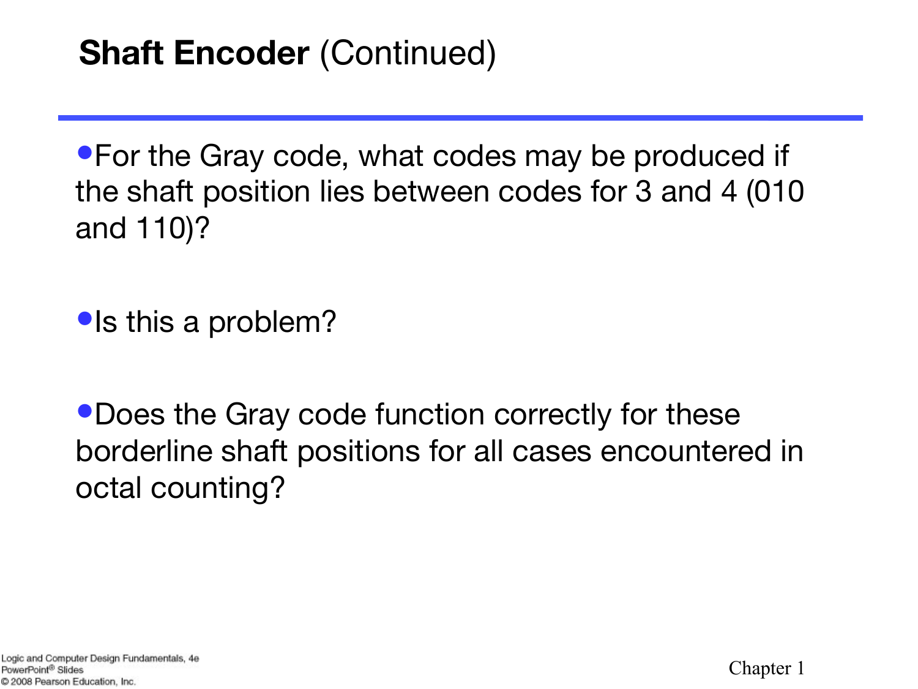# **Shaft Encoder** (Continued)

- For the Gray code, what codes may be produced if the shaft position lies between codes for 3 and 4 (010 and 110)?

- Is this a problem?

- Does the Gray code function correctly for these borderline shaft positions for all cases encountered in octal counting?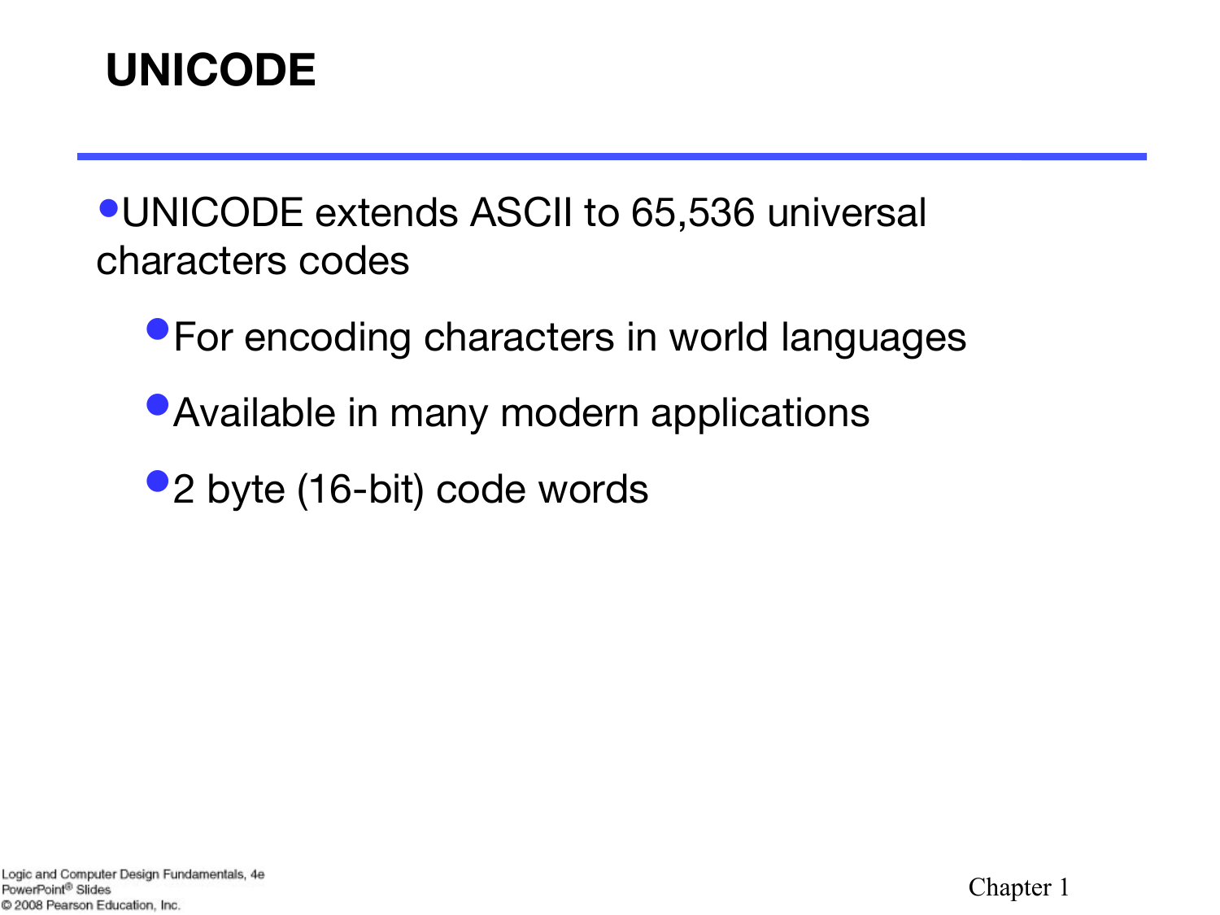# UNICODE

- UNICODE extends ASCII to 65,536 universal characters codes
  - For encoding characters in world languages
  - Available in many modern applications
  - 2 byte (16-bit) code words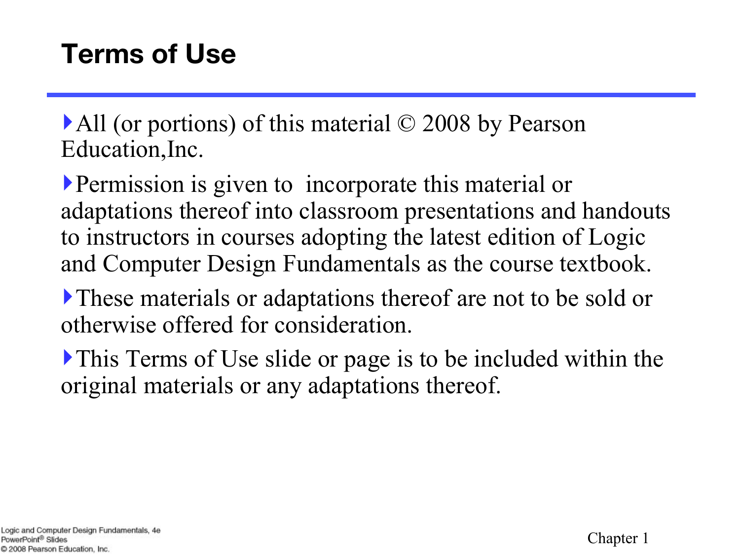# Terms of Use

- All (or portions) of this material © 2008 by Pearson Education,Inc.
- Permission is given to incorporate this material or adaptations thereof into classroom presentations and handouts to instructors in courses adopting the latest edition of Logic and Computer Design Fundamentals as the course textbook.
- These materials or adaptations thereof are not to be sold or otherwise offered for consideration.
- This Terms of Use slide or page is to be included within the original materials or any adaptations thereof.